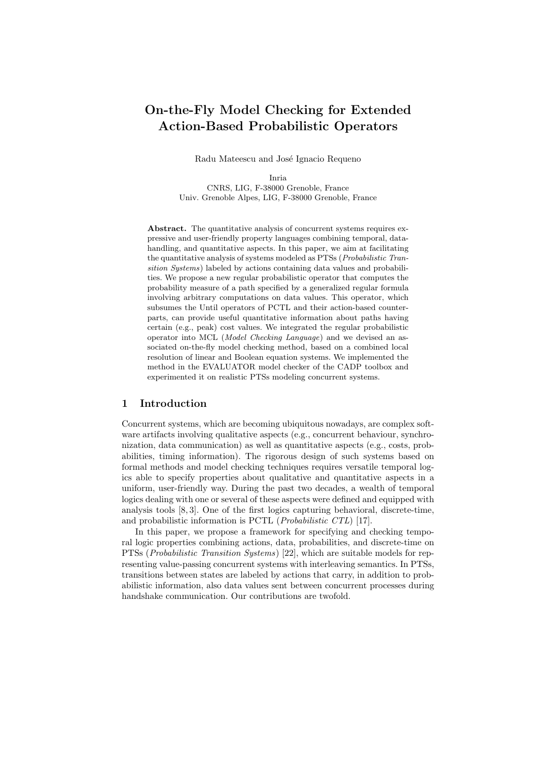# On-the-Fly Model Checking for Extended Action-Based Probabilistic Operators

Radu Mateescu and José Ignacio Requeno

Inria
CNRS, LIG, F-38000 Grenoble, France
Univ. Grenoble Alpes, LIG, F-38000 Grenoble, France

**Abstract.** The quantitative analysis of concurrent systems requires expressive and user-friendly property languages combining temporal, data-handling, and quantitative aspects. In this paper, we aim at facilitating the quantitative analysis of systems modeled as PTSs (*Probabilistic Transition Systems*) labeled by actions containing data values and probabilities. We propose a new regular probabilistic operator that computes the probability measure of a path specified by a generalized regular formula involving arbitrary computations on data values. This operator, which subsumes the Until operators of PCTL and their action-based counterparts, can provide useful quantitative information about paths having certain (e.g., peak) cost values. We integrated the regular probabilistic operator into MCL (*Model Checking Language*) and we devised an associated on-the-fly model checking method, based on a combined local resolution of linear and Boolean equation systems. We implemented the method in the EVALUATOR model checker of the CADP toolbox and experimented it on realistic PTSs modeling concurrent systems.

## 1 Introduction

Concurrent systems, which are becoming ubiquitous nowadays, are complex software artifacts involving qualitative aspects (e.g., concurrent behaviour, synchronization, data communication) as well as quantitative aspects (e.g., costs, probabilities, timing information). The rigorous design of such systems based on formal methods and model checking techniques requires versatile temporal logics able to specify properties about qualitative and quantitative aspects in a uniform, user-friendly way. During the past two decades, a wealth of temporal logics dealing with one or several of these aspects were defined and equipped with analysis tools [8, 3]. One of the first logics capturing behavioral, discrete-time, and probabilistic information is PCTL (*Probabilistic CTL*) [17].

In this paper, we propose a framework for specifying and checking temporal logic properties combining actions, data, probabilities, and discrete-time on PTSs (*Probabilistic Transition Systems*) [22], which are suitable models for representing value-passing concurrent systems with interleaving semantics. In PTSs, transitions between states are labeled by actions that carry, in addition to probabilistic information, also data values sent between concurrent processes during handshake communication. Our contributions are twofold.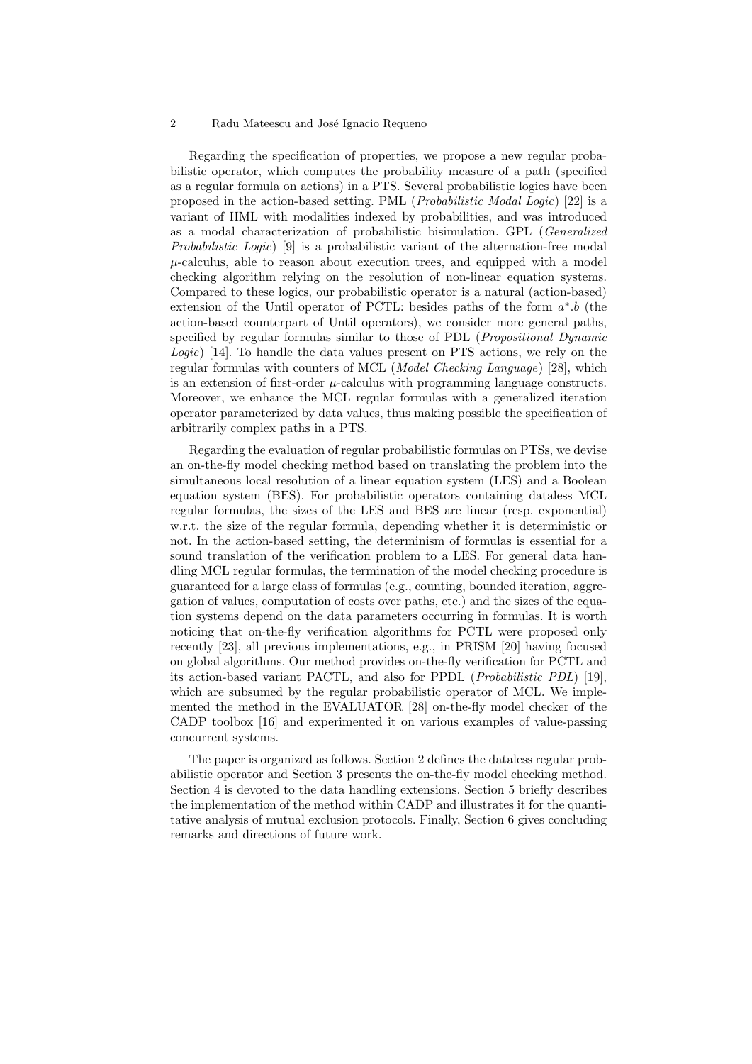Regarding the specification of properties, we propose a new regular probabilistic operator, which computes the probability measure of a path (specified as a regular formula on actions) in a PTS. Several probabilistic logics have been proposed in the action-based setting. PML (*Probabilistic Modal Logic*) [22] is a variant of HML with modalities indexed by probabilities, and was introduced as a modal characterization of probabilistic bisimulation. GPL (*Generalized Probabilistic Logic*) [9] is a probabilistic variant of the alternation-free modal $\mu$-calculus, able to reason about execution trees, and equipped with a model checking algorithm relying on the resolution of non-linear equation systems. Compared to these logics, our probabilistic operator is a natural (action-based) extension of the Until operator of PCTL: besides paths of the form $a^*.b$ (the action-based counterpart of Until operators), we consider more general paths, specified by regular formulas similar to those of PDL (*Propositional Dynamic Logic*) [14]. To handle the data values present on PTS actions, we rely on the regular formulas with counters of MCL (*Model Checking Language*) [28], which is an extension of first-order $\mu$-calculus with programming language constructs. Moreover, we enhance the MCL regular formulas with a generalized iteration operator parameterized by data values, thus making possible the specification of arbitrarily complex paths in a PTS.

Regarding the evaluation of regular probabilistic formulas on PTSs, we devise an on-the-fly model checking method based on translating the problem into the simultaneous local resolution of a linear equation system (LES) and a Boolean equation system (BES). For probabilistic operators containing dataless MCL regular formulas, the sizes of the LES and BES are linear (resp. exponential) w.r.t. the size of the regular formula, depending whether it is deterministic or not. In the action-based setting, the determinism of formulas is essential for a sound translation of the verification problem to a LES. For general data handling MCL regular formulas, the termination of the model checking procedure is guaranteed for a large class of formulas (e.g., counting, bounded iteration, aggregation of values, computation of costs over paths, etc.) and the sizes of the equation systems depend on the data parameters occurring in formulas. It is worth noticing that on-the-fly verification algorithms for PCTL were proposed only recently [23], all previous implementations, e.g., in PRISM [20] having focused on global algorithms. Our method provides on-the-fly verification for PCTL and its action-based variant PACTL, and also for PPDL (*Probabilistic PDL*) [19], which are subsumed by the regular probabilistic operator of MCL. We implemented the method in the EVALUATOR [28] on-the-fly model checker of the CADP toolbox [16] and experimented it on various examples of value-passing concurrent systems.

The paper is organized as follows. Section 2 defines the dataless regular probabilistic operator and Section 3 presents the on-the-fly model checking method. Section 4 is devoted to the data handling extensions. Section 5 briefly describes the implementation of the method within CADP and illustrates it for the quantitative analysis of mutual exclusion protocols. Finally, Section 6 gives concluding remarks and directions of future work.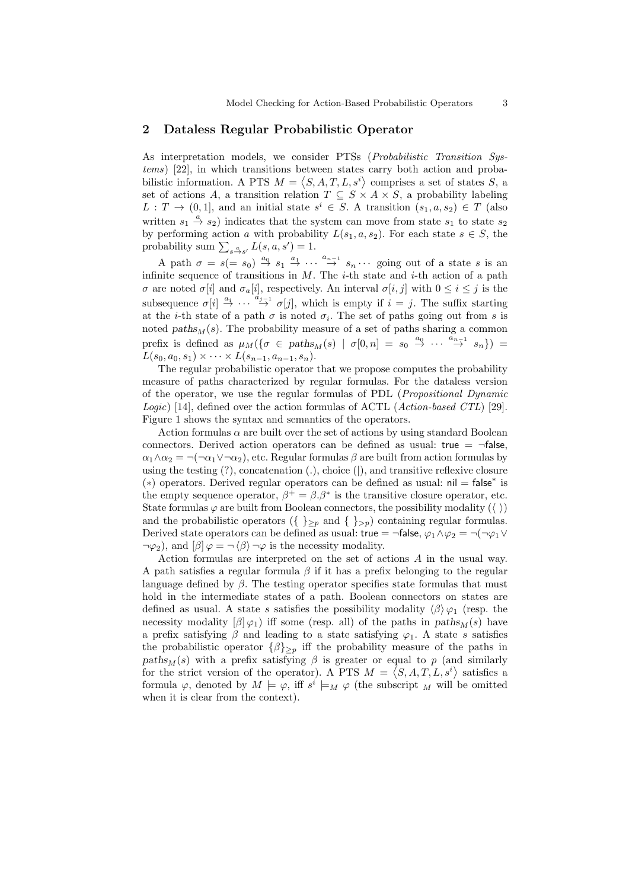## 2 Dataless Regular Probabilistic Operator

As interpretation models, we consider PTSs (*Probabilistic Transition Systems*) [22], in which transitions between states carry both action and probabilistic information. A PTS $M = \langle S, A, T, L, s^i \rangle$ comprises a set of states $S$, a set of actions $A$, a transition relation $T \subseteq S \times A \times S$, a probability labeling $L : T \to (0, 1]$, and an initial state $s^i \in S$. A transition $(s_1, a, s_2) \in T$ (also written $s_1 \stackrel{a}{\to} s_2$) indicates that the system can move from state $s_1$ to state $s_2$ by performing action $a$ with probability $L(s_1, a, s_2)$. For each state $s \in S$, the probability sum $\sum_{s \stackrel{a}{\to} s'} L(s, a, s') = 1$.

A path $\sigma = s(= s_0) \stackrel{a_0}{\to} s_1 \stackrel{a_1}{\to} \cdots \stackrel{a_{n-1}}{\to} s_n \cdots$ going out of a state $s$ is an infinite sequence of transitions in $M$. The $i$-th state and $i$-th action of a path $\sigma$ are noted $\sigma[i]$ and $\sigma_a[i]$, respectively. An interval $\sigma[i, j]$ with $0 \le i \le j$ is the subsequence $\sigma[i] \stackrel{a_i}{\to} \cdots \stackrel{a_{j-1}}{\to} \sigma[j]$, which is empty if $i = j$. The suffix starting at the $i$-th state of a path $\sigma$ is noted $\sigma_i$. The set of paths going out from $s$ is noted $paths_M(s)$. The probability measure of a set of paths sharing a common prefix is defined as $\mu_M(\{\sigma \in paths_M(s) \mid \sigma[0, n] = s_0 \stackrel{a_0}{\to} \cdots \stackrel{a_{n-1}}{\to} s_n\}) = L(s_0, a_0, s_1) \times \cdots \times L(s_{n-1}, a_{n-1}, s_n)$.

The regular probabilistic operator that we propose computes the probability measure of paths characterized by regular formulas. For the dataless version of the operator, we use the regular formulas of PDL (*Propositional Dynamic Logic*) [14], defined over the action formulas of ACTL (*Action-based CTL*) [29]. Figure 1 shows the syntax and semantics of the operators.

Action formulas $\alpha$ are built over the set of actions by using standard Boolean connectors. Derived action operators can be defined as usual: $\mathsf{true} = \neg\mathsf{false}$, $\alpha_1 \wedge \alpha_2 = \neg(\neg\alpha_1 \vee \neg\alpha_2)$, etc. Regular formulas $\beta$ are built from action formulas by using the testing (?), concatenation (.), choice (|), and transitive reflexive closure (*) operators. Derived regular operators can be defined as usual: $\mathsf{nil} = \mathsf{false}^*$ is the empty sequence operator, $\beta^+ = \beta.\beta^*$ is the transitive closure operator, etc. State formulas $\varphi$ are built from Boolean connectors, the possibility modality ($\langle\ \rangle$) and the probabilistic operators ($\{\ \}_{\ge p}$ and $\{\ \}_{>p}$) containing regular formulas. Derived state operators can be defined as usual: $\mathsf{true} = \neg\mathsf{false}$, $\varphi_1 \wedge \varphi_2 = \neg(\neg\varphi_1 \vee \neg\varphi_2)$, and $[\beta]\,\varphi = \neg\,\langle\beta\rangle\,\neg\varphi$ is the necessity modality.

Action formulas are interpreted on the set of actions $A$ in the usual way. A path satisfies a regular formula $\beta$ if it has a prefix belonging to the regular language defined by $\beta$. The testing operator specifies state formulas that must hold in the intermediate states of a path. Boolean connectors on states are defined as usual. A state $s$ satisfies the possibility modality $\langle\beta\rangle\,\varphi_1$ (resp. the necessity modality $[\beta]\,\varphi_1$) iff some (resp. all) of the paths in $paths_M(s)$ have a prefix satisfying $\beta$ and leading to a state satisfying $\varphi_1$. A state $s$ satisfies the probabilistic operator $\{\beta\}_{\ge p}$ iff the probability measure of the paths in $paths_M(s)$ with a prefix satisfying $\beta$ is greater or equal to $p$ (and similarly for the strict version of the operator). A PTS $M = \langle S, A, T, L, s^i \rangle$ satisfies a formula $\varphi$, denoted by $M \models \varphi$, iff $s^i \models_M \varphi$ (the subscript $_M$ will be omitted when it is clear from the context).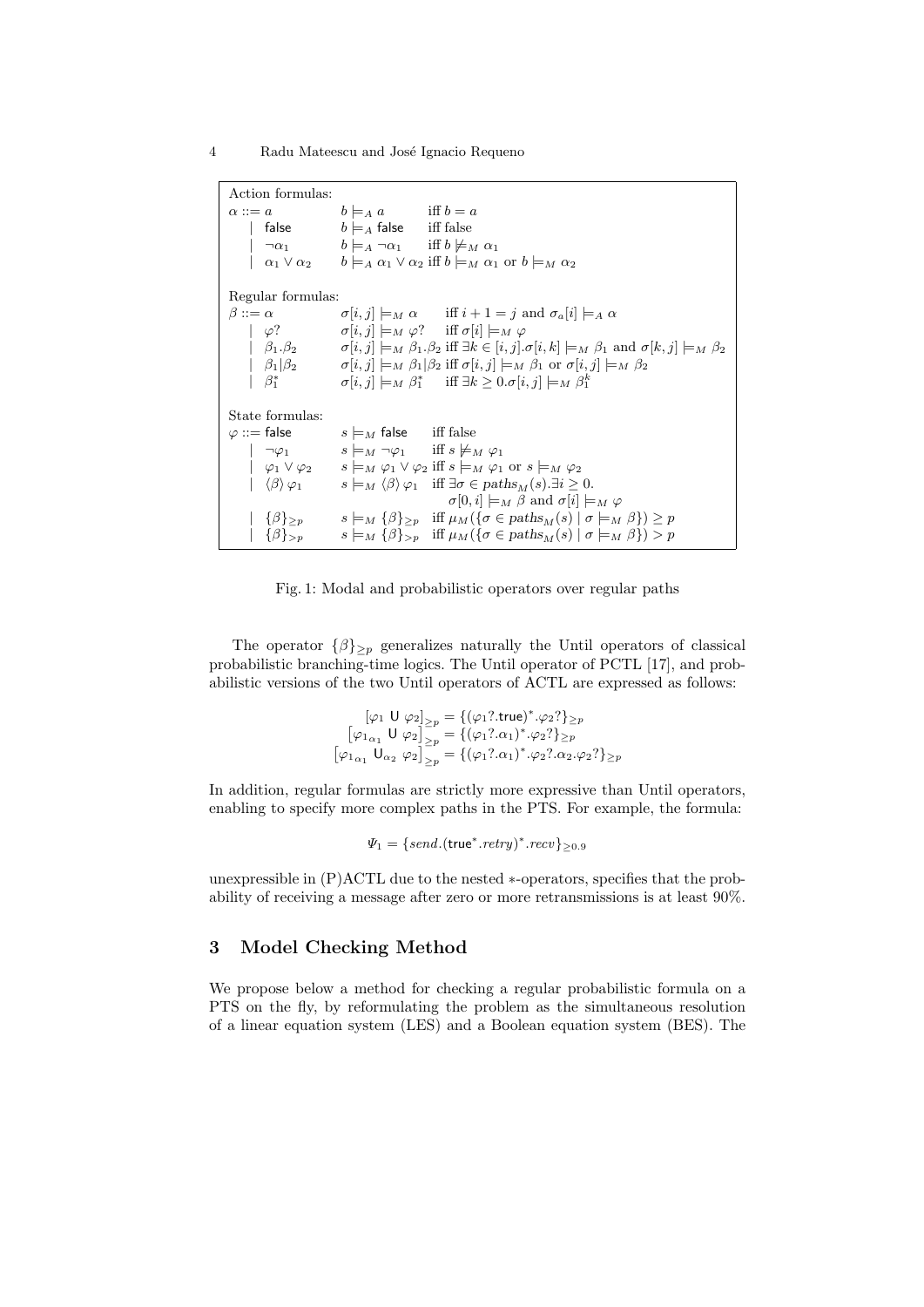| Action formulas: | | |
|---|---|---|
| $\alpha ::= a$ | $b \models_A a$ | iff $b = a$ |
| $\mid$ $\mathsf{false}$ | $b \models_A \mathsf{false}$ | iff false |
| $\mid$ $\neg\alpha_1$ | $b \models_A \neg\alpha_1$ | iff $b \not\models_M \alpha_1$ |
| $\mid$ $\alpha_1 \vee \alpha_2$ | $b \models_A \alpha_1 \vee \alpha_2$ | iff $b \models_M \alpha_1$ or $b \models_M \alpha_2$ |
| **Regular formulas:** | | |
| $\beta ::= \alpha$ | $\sigma[i,j] \models_M \alpha$ | iff $i+1=j$ and $\sigma_a[i] \models_A \alpha$ |
| $\mid$ $\varphi?$ | $\sigma[i,j] \models_M \varphi?$ | iff $\sigma[i] \models_M \varphi$ |
| $\mid$ $\beta_1.\beta_2$ | $\sigma[i,j] \models_M \beta_1.\beta_2$ | iff $\exists k \in [i,j].\sigma[i,k] \models_M \beta_1$ and $\sigma[k,j] \models_M \beta_2$ |
| $\mid$ $\beta_1 \vert \beta_2$ | $\sigma[i,j] \models_M \beta_1 \vert \beta_2$ | iff $\sigma[i,j] \models_M \beta_1$ or $\sigma[i,j] \models_M \beta_2$ |
| $\mid$ $\beta_1^*$ | $\sigma[i,j] \models_M \beta_1^*$ | iff $\exists k \geq 0.\sigma[i,j] \models_M \beta_1^k$ |
| **State formulas:** | | |
| $\varphi ::= \mathsf{false}$ | $s \models_M \mathsf{false}$ | iff false |
| $\mid$ $\neg\varphi_1$ | $s \models_M \neg\varphi_1$ | iff $s \not\models_M \varphi_1$ |
| $\mid$ $\varphi_1 \vee \varphi_2$ | $s \models_M \varphi_1 \vee \varphi_2$ | iff $s \models_M \varphi_1$ or $s \models_M \varphi_2$ |
| $\mid$ $\langle\beta\rangle\,\varphi_1$ | $s \models_M \langle\beta\rangle\,\varphi_1$ | iff $\exists \sigma \in paths_M(s).\exists i \geq 0.$ $\sigma[0,i] \models_M \beta$ and $\sigma[i] \models_M \varphi$ |
| $\mid$ $\{\beta\}_{\geq p}$ | $s \models_M \{\beta\}_{\geq p}$ | iff $\mu_M(\{\sigma \in paths_M(s) \mid \sigma \models_M \beta\}) \geq p$ |
| $\mid$ $\{\beta\}_{> p}$ | $s \models_M \{\beta\}_{> p}$ | iff $\mu_M(\{\sigma \in paths_M(s) \mid \sigma \models_M \beta\}) > p$ |

Fig. 1: Modal and probabilistic operators over regular paths

The operator $\{\beta\}_{\geq p}$ generalizes naturally the Until operators of classical probabilistic branching-time logics. The Until operator of PCTL [17], and probabilistic versions of the two Until operators of ACTL are expressed as follows:

$$[\varphi_1 \;\mathsf{U}\; \varphi_2]_{\geq p} = \{(\varphi_1?.\mathsf{true})^*.\varphi_2?\}_{\geq p}$$
$$[\varphi_{1\,\alpha_1} \;\mathsf{U}\; \varphi_2]_{\geq p} = \{(\varphi_1?.\alpha_1)^*.\varphi_2?\}_{\geq p}$$
$$[\varphi_{1\,\alpha_1} \;\mathsf{U}_{\alpha_2}\; \varphi_2]_{\geq p} = \{(\varphi_1?.\alpha_1)^*.\varphi_2?.\alpha_2.\varphi_2?\}_{\geq p}$$

In addition, regular formulas are strictly more expressive than Until operators, enabling to specify more complex paths in the PTS. For example, the formula:

$$\Psi_1 = \{send.(\mathsf{true}^*.retry)^*.recv\}_{\geq 0.9}$$

unexpressible in (P)ACTL due to the nested $*$-operators, specifies that the probability of receiving a message after zero or more retransmissions is at least 90%.

## 3 Model Checking Method

We propose below a method for checking a regular probabilistic formula on a PTS on the fly, by reformulating the problem as the simultaneous resolution of a linear equation system (LES) and a Boolean equation system (BES). The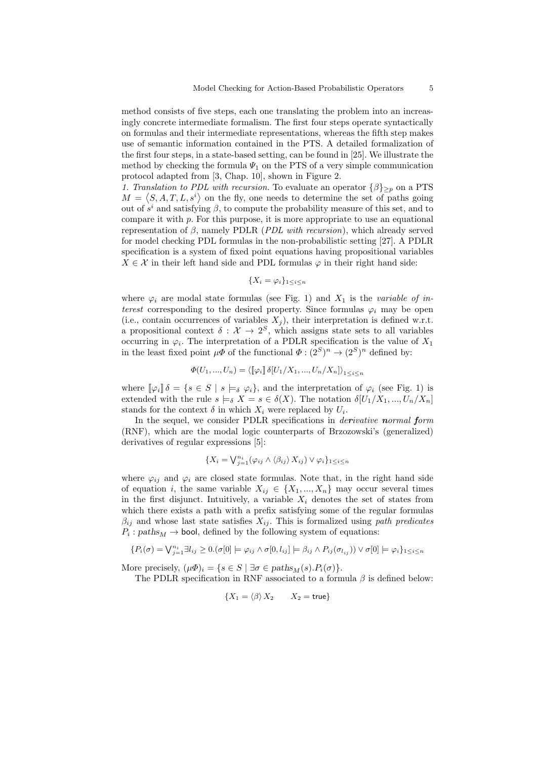method consists of five steps, each one translating the problem into an increasingly concrete intermediate formalism. The first four steps operate syntactically on formulas and their intermediate representations, whereas the fifth step makes use of semantic information contained in the PTS. A detailed formalization of the first four steps, in a state-based setting, can be found in [25]. We illustrate the method by checking the formula $\Psi_1$ on the PTS of a very simple communication protocol adapted from [3, Chap. 10], shown in Figure 2.

*1. Translation to PDL with recursion.* To evaluate an operator $\{\beta\}_{\geq p}$ on a PTS $M = \langle S, A, T, L, s^i \rangle$ on the fly, one needs to determine the set of paths going out of $s^i$ and satisfying $\beta$, to compute the probability measure of this set, and to compare it with $p$. For this purpose, it is more appropriate to use an equational representation of $\beta$, namely PDLR (*PDL with recursion*), which already served for model checking PDL formulas in the non-probabilistic setting [27]. A PDLR specification is a system of fixed point equations having propositional variables $X \in \mathcal{X}$ in their left hand side and PDL formulas $\varphi$ in their right hand side:

$$\{X_i = \varphi_i\}_{1 \leq i \leq n}$$

where $\varphi_i$ are modal state formulas (see Fig. 1) and $X_1$ is the *variable of interest* corresponding to the desired property. Since formulas $\varphi_i$ may be open (i.e., contain occurrences of variables $X_j$), their interpretation is defined w.r.t. a propositional context $\delta : \mathcal{X} \to 2^S$, which assigns state sets to all variables occurring in $\varphi_i$. The interpretation of a PDLR specification is the value of $X_1$ in the least fixed point $\mu\Phi$ of the functional $\Phi : (2^S)^n \to (2^S)^n$ defined by:

$$\Phi(U_1, ..., U_n) = \langle [\![\varphi_i]\!]\, \delta[U_1/X_1, ..., U_n/X_n] \rangle_{1 \leq i \leq n}$$

where $[\![\varphi_i]\!]\, \delta = \{s \in S \mid s \models_\delta \varphi_i\}$, and the interpretation of $\varphi_i$ (see Fig. 1) is extended with the rule $s \models_\delta X = s \in \delta(X)$. The notation $\delta[U_1/X_1, ..., U_n/X_n]$ stands for the context $\delta$ in which $X_i$ were replaced by $U_i$.

In the sequel, we consider PDLR specifications in *de**r**ivative **n**ormal **f**orm* (RNF), which are the modal logic counterparts of Brzozowski's (generalized) derivatives of regular expressions [5]:

$$\{X_i = \textstyle\bigvee_{j=1}^{n_i} (\varphi_{ij} \wedge \langle \beta_{ij} \rangle\, X_{ij}) \vee \varphi_i\}_{1 \leq i \leq n}$$

where $\varphi_{ij}$ and $\varphi_i$ are closed state formulas. Note that, in the right hand side of equation $i$, the same variable $X_{ij} \in \{X_1, ..., X_n\}$ may occur several times in the first disjunct. Intuitively, a variable $X_i$ denotes the set of states from which there exists a path with a prefix satisfying some of the regular formulas $\beta_{ij}$ and whose last state satisfies $X_{ij}$. This is formalized using *path predicates* $P_i : paths_M \to \mathsf{bool}$, defined by the following system of equations:

$$\{P_i(\sigma) = \textstyle\bigvee_{j=1}^{n_i} \exists l_{ij} \geq 0. (\sigma[0] \models \varphi_{ij} \wedge \sigma[0, l_{ij}] \models \beta_{ij} \wedge P_{ij}(\sigma_{l_{ij}})) \vee \sigma[0] \models \varphi_i\}_{1 \leq i \leq n}$$

More precisely, $(\mu\Phi)_i = \{s \in S \mid \exists \sigma \in paths_M(s). P_i(\sigma)\}$.

The PDLR specification in RNF associated to a formula $\beta$ is defined below:

$$\{X_1 = \langle \beta \rangle\, X_2 \qquad X_2 = \mathsf{true}\}$$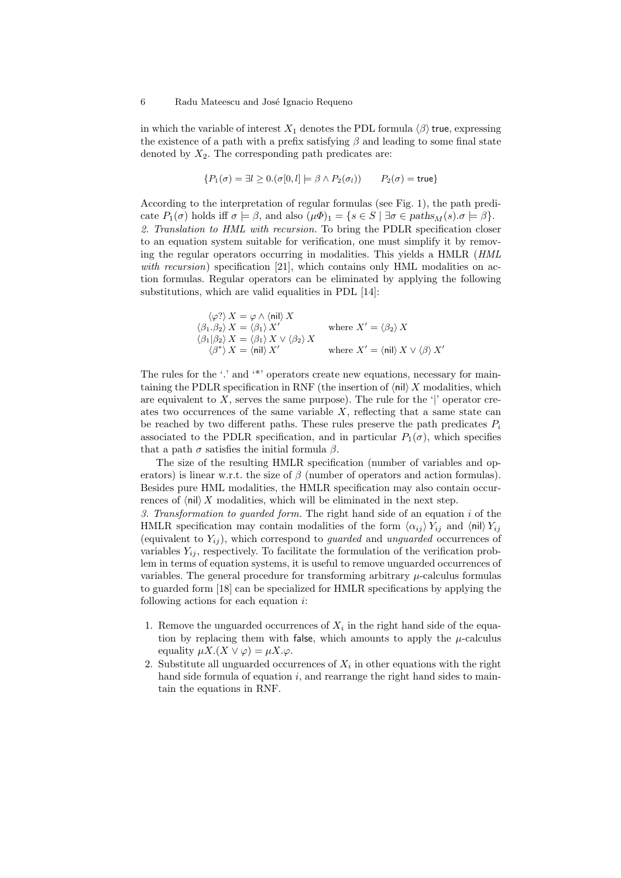in which the variable of interest $X_1$ denotes the PDL formula $\langle\beta\rangle\,\mathsf{true}$, expressing the existence of a path with a prefix satisfying $\beta$ and leading to some final state denoted by $X_2$. The corresponding path predicates are:

$$\{P_1(\sigma) = \exists l \geq 0.(\sigma[0,l] \models \beta \wedge P_2(\sigma_l)) \qquad P_2(\sigma) = \mathsf{true}\}$$

According to the interpretation of regular formulas (see Fig. 1), the path predicate $P_1(\sigma)$ holds iff $\sigma \models \beta$, and also $(\mu\Phi)_1 = \{s \in S \mid \exists\sigma \in paths_M(s).\sigma \models \beta\}$.

*2. Translation to HML with recursion.* To bring the PDLR specification closer to an equation system suitable for verification, one must simplify it by removing the regular operators occurring in modalities. This yields a HMLR (*HML with recursion*) specification [21], which contains only HML modalities on action formulas. Regular operators can be eliminated by applying the following substitutions, which are valid equalities in PDL [14]:

$$\begin{array}{ll}
\langle\varphi?\rangle\, X = \varphi \wedge \langle\mathsf{nil}\rangle\, X & \\
\langle\beta_1.\beta_2\rangle\, X = \langle\beta_1\rangle\, X' & \text{where } X' = \langle\beta_2\rangle\, X \\
\langle\beta_1|\beta_2\rangle\, X = \langle\beta_1\rangle\, X \vee \langle\beta_2\rangle\, X & \\
\langle\beta^*\rangle\, X = \langle\mathsf{nil}\rangle\, X' & \text{where } X' = \langle\mathsf{nil}\rangle\, X \vee \langle\beta\rangle\, X'
\end{array}$$

The rules for the '.' and '*' operators create new equations, necessary for maintaining the PDLR specification in RNF (the insertion of $\langle\mathsf{nil}\rangle\, X$ modalities, which are equivalent to $X$, serves the same purpose). The rule for the '|' operator creates two occurrences of the same variable $X$, reflecting that a same state can be reached by two different paths. These rules preserve the path predicates $P_i$ associated to the PDLR specification, and in particular $P_1(\sigma)$, which specifies that a path $\sigma$ satisfies the initial formula $\beta$.

The size of the resulting HMLR specification (number of variables and operators) is linear w.r.t. the size of $\beta$ (number of operators and action formulas). Besides pure HML modalities, the HMLR specification may also contain occurrences of $\langle\mathsf{nil}\rangle\, X$ modalities, which will be eliminated in the next step.

*3. Transformation to guarded form.* The right hand side of an equation $i$ of the HMLR specification may contain modalities of the form $\langle\alpha_{ij}\rangle\, Y_{ij}$ and $\langle\mathsf{nil}\rangle\, Y_{ij}$ (equivalent to $Y_{ij}$), which correspond to *guarded* and *unguarded* occurrences of variables $Y_{ij}$, respectively. To facilitate the formulation of the verification problem in terms of equation systems, it is useful to remove unguarded occurrences of variables. The general procedure for transforming arbitrary $\mu$-calculus formulas to guarded form [18] can be specialized for HMLR specifications by applying the following actions for each equation $i$:

1. Remove the unguarded occurrences of $X_i$ in the right hand side of the equation by replacing them with $\mathsf{false}$, which amounts to apply the $\mu$-calculus equality $\mu X.(X \vee \varphi) = \mu X.\varphi$.
2. Substitute all unguarded occurrences of $X_i$ in other equations with the right hand side formula of equation $i$, and rearrange the right hand sides to maintain the equations in RNF.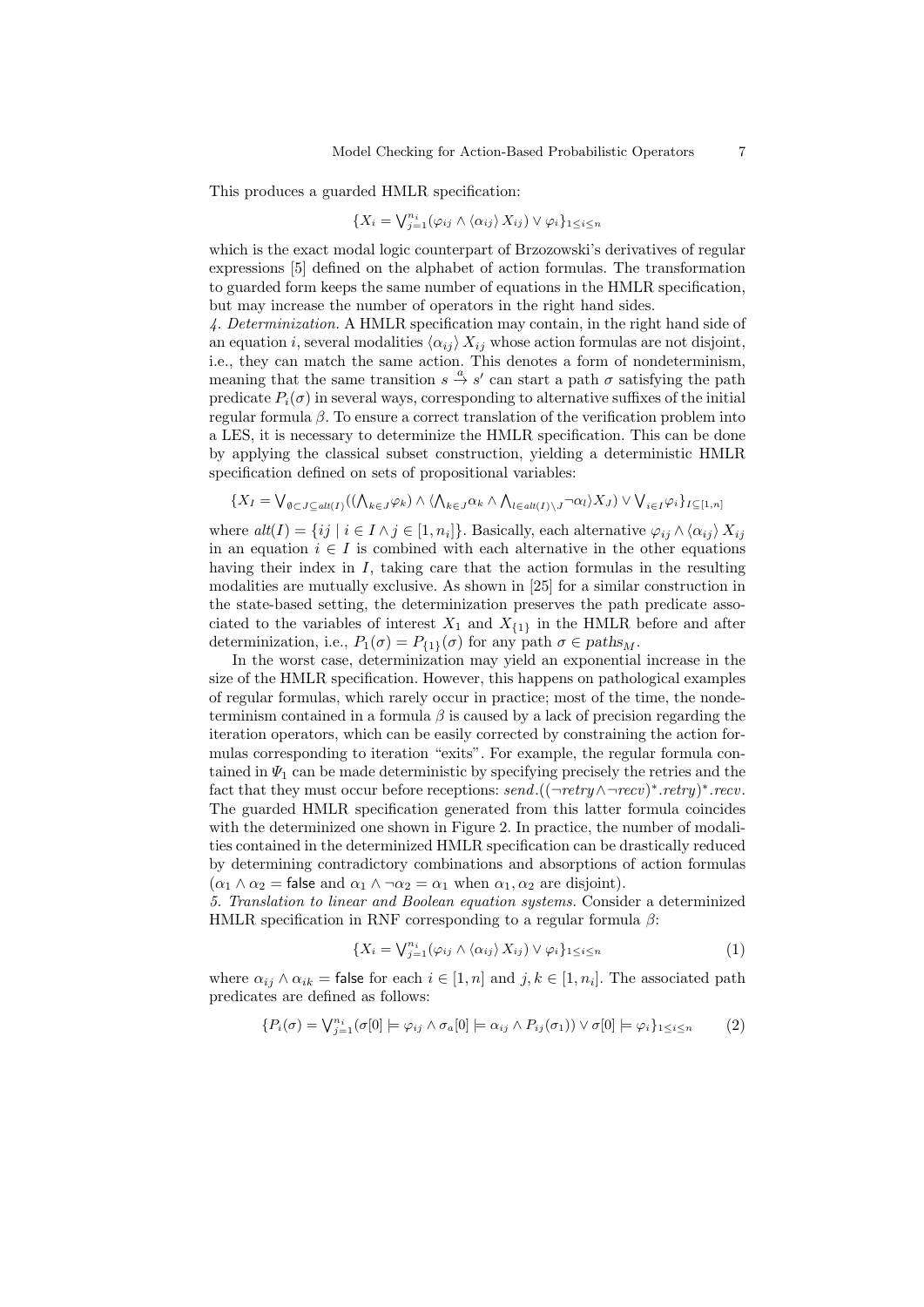This produces a guarded HMLR specification:

$$\{X_i = \bigvee_{j=1}^{n_i} (\varphi_{ij} \wedge \langle \alpha_{ij} \rangle X_{ij}) \vee \varphi_i\}_{1 \leq i \leq n}$$

which is the exact modal logic counterpart of Brzozowski's derivatives of regular expressions [5] defined on the alphabet of action formulas. The transformation to guarded form keeps the same number of equations in the HMLR specification, but may increase the number of operators in the right hand sides.

*4. Determinization.* A HMLR specification may contain, in the right hand side of an equation $i$, several modalities $\langle \alpha_{ij} \rangle X_{ij}$ whose action formulas are not disjoint, i.e., they can match the same action. This denotes a form of nondeterminism, meaning that the same transition $s \xrightarrow{a} s'$ can start a path $\sigma$ satisfying the path predicate $P_i(\sigma)$ in several ways, corresponding to alternative suffixes of the initial regular formula $\beta$. To ensure a correct translation of the verification problem into a LES, it is necessary to determinize the HMLR specification. This can be done by applying the classical subset construction, yielding a deterministic HMLR specification defined on sets of propositional variables:

$$\{X_I = \bigvee_{\emptyset \subset J \subseteq alt(I)} ((\bigwedge_{k \in J} \varphi_k) \wedge \langle \bigwedge_{k \in J} \alpha_k \wedge \bigwedge_{l \in alt(I) \setminus J} \neg \alpha_l \rangle X_J) \vee \bigvee_{i \in I} \varphi_i\}_{I \subseteq [1,n]}$$

where $alt(I) = \{ij \mid i \in I \wedge j \in [1, n_i]\}$. Basically, each alternative $\varphi_{ij} \wedge \langle \alpha_{ij} \rangle X_{ij}$ in an equation $i \in I$ is combined with each alternative in the other equations having their index in $I$, taking care that the action formulas in the resulting modalities are mutually exclusive. As shown in [25] for a similar construction in the state-based setting, the determinization preserves the path predicate associated to the variables of interest $X_1$ and $X_{\{1\}}$ in the HMLR before and after determinization, i.e., $P_1(\sigma) = P_{\{1\}}(\sigma)$ for any path $\sigma \in paths_M$.

In the worst case, determinization may yield an exponential increase in the size of the HMLR specification. However, this happens on pathological examples of regular formulas, which rarely occur in practice; most of the time, the nondeterminism contained in a formula $\beta$ is caused by a lack of precision regarding the iteration operators, which can be easily corrected by constraining the action formulas corresponding to iteration "exits". For example, the regular formula contained in $\Psi_1$ can be made deterministic by specifying precisely the retries and the fact that they must occur before receptions: $send.((\neg retry \wedge \neg recv)^*.retry)^*.recv$. The guarded HMLR specification generated from this latter formula coincides with the determinized one shown in Figure 2. In practice, the number of modalities contained in the determinized HMLR specification can be drastically reduced by determining contradictory combinations and absorptions of action formulas ($\alpha_1 \wedge \alpha_2 = \mathsf{false}$ and $\alpha_1 \wedge \neg \alpha_2 = \alpha_1$ when $\alpha_1, \alpha_2$ are disjoint).

*5. Translation to linear and Boolean equation systems.* Consider a determinized HMLR specification in RNF corresponding to a regular formula $\beta$:

$$\{X_i = \bigvee_{j=1}^{n_i} (\varphi_{ij} \wedge \langle \alpha_{ij} \rangle X_{ij}) \vee \varphi_i\}_{1 \leq i \leq n} \tag{1}$$

where $\alpha_{ij} \wedge \alpha_{ik} = \mathsf{false}$ for each $i \in [1, n]$ and $j, k \in [1, n_i]$. The associated path predicates are defined as follows:

$$\{P_i(\sigma) = \bigvee_{j=1}^{n_i} (\sigma[0] \models \varphi_{ij} \wedge \sigma_a[0] \models \alpha_{ij} \wedge P_{ij}(\sigma_1)) \vee \sigma[0] \models \varphi_i\}_{1 \leq i \leq n} \tag{2}$$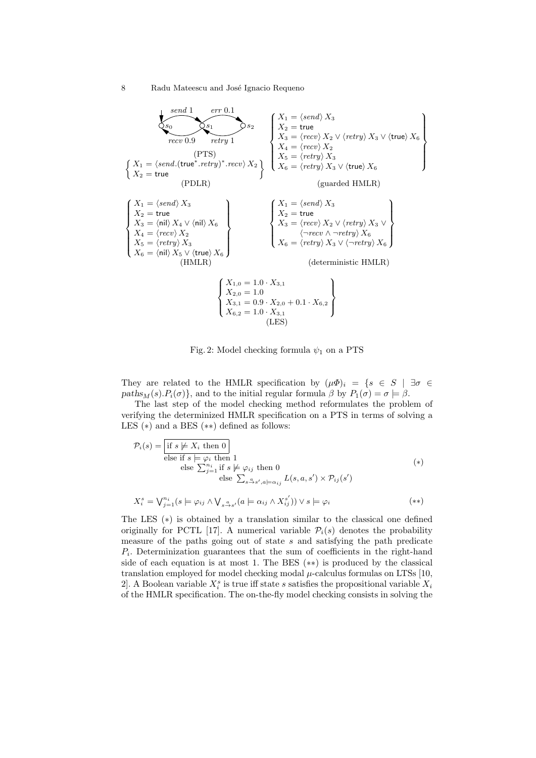send 1 err 0.1

$s_0$ $s_1$ $s_2$

recv 0.9 retry 1

(PTS)

$$\left\{ \begin{array}{l} X_1 = \langle send.(\mathsf{true}^*.retry)^*.recv \rangle \, X_2 \\ X_2 = \mathsf{true} \end{array} \right\}$$

(PDLR)

$$\left\{ \begin{array}{l} X_1 = \langle send \rangle \, X_3 \\ X_2 = \mathsf{true} \\ X_3 = \langle recv \rangle \, X_2 \vee \langle retry \rangle \, X_3 \vee \langle \mathsf{true} \rangle \, X_6 \\ X_4 = \langle recv \rangle \, X_2 \\ X_5 = \langle retry \rangle \, X_3 \\ X_6 = \langle retry \rangle \, X_3 \vee \langle \mathsf{true} \rangle \, X_6 \end{array} \right\}$$

(guarded HMLR)

$$\left\{ \begin{array}{l} X_1 = \langle send \rangle \, X_3 \\ X_2 = \mathsf{true} \\ X_3 = \langle \mathsf{nil} \rangle \, X_4 \vee \langle \mathsf{nil} \rangle \, X_6 \\ X_4 = \langle recv \rangle \, X_2 \\ X_5 = \langle retry \rangle \, X_3 \\ X_6 = \langle \mathsf{nil} \rangle \, X_5 \vee \langle \mathsf{true} \rangle \, X_6 \end{array} \right\}$$

(HMLR)

$$\left\{ \begin{array}{l} X_1 = \langle send \rangle \, X_3 \\ X_2 = \mathsf{true} \\ X_3 = \langle recv \rangle \, X_2 \vee \langle retry \rangle \, X_3 \vee \\ \qquad \langle \neg recv \wedge \neg retry \rangle \, X_6 \\ X_6 = \langle retry \rangle \, X_3 \vee \langle \neg retry \rangle \, X_6 \end{array} \right\}$$

(deterministic HMLR)

$$\left\{ \begin{array}{l} X_{1,0} = 1.0 \cdot X_{3,1} \\ X_{2,0} = 1.0 \\ X_{3,1} = 0.9 \cdot X_{2,0} + 0.1 \cdot X_{6,2} \\ X_{6,2} = 1.0 \cdot X_{3,1} \end{array} \right\}$$

(LES)

Fig. 2: Model checking formula $\psi_1$ on a PTS

They are related to the HMLR specification by $(\mu\Phi)_i = \{s \in S \mid \exists \sigma \in paths_M(s).P_i(\sigma)\}$, and to the initial regular formula $\beta$ by $P_1(\sigma) = \sigma \models \beta$.

The last step of the model checking method reformulates the problem of verifying the determinized HMLR specification on a PTS in terms of solving a LES $(*)$ and a BES $(**)$ defined as follows:

$$\mathcal{P}_i(s) = \begin{array}{l} \boxed{\text{if } s \not\models X_i \text{ then } 0} \\ \text{else if } s \models \varphi_i \text{ then } 1 \\ \quad \text{else } \sum_{j=1}^{n_i} \text{if } s \not\models \varphi_{ij} \text{ then } 0 \\ \qquad \text{else } \sum_{s \xrightarrow{a} s', a \models \alpha_{ij}} L(s,a,s') \times \mathcal{P}_{ij}(s') \end{array} \qquad (*)$$

$$X_i^s = \bigvee_{j=1}^{n_i} (s \models \varphi_{ij} \wedge \bigvee_{s \xrightarrow{a} s'} (a \models \alpha_{ij} \wedge X_{ij}^{s'})) \vee s \models \varphi_i \qquad (**)$$

The LES $(*)$ is obtained by a translation similar to the classical one defined originally for PCTL [17]. A numerical variable $\mathcal{P}_i(s)$ denotes the probability measure of the paths going out of state $s$ and satisfying the path predicate $P_i$. Determinization guarantees that the sum of coefficients in the right-hand side of each equation is at most 1. The BES $(**)$ is produced by the classical translation employed for model checking modal $\mu$-calculus formulas on LTSs [10, 2]. A Boolean variable $X_i^s$ is true iff state $s$ satisfies the propositional variable $X_i$ of the HMLR specification. The on-the-fly model checking consists in solving the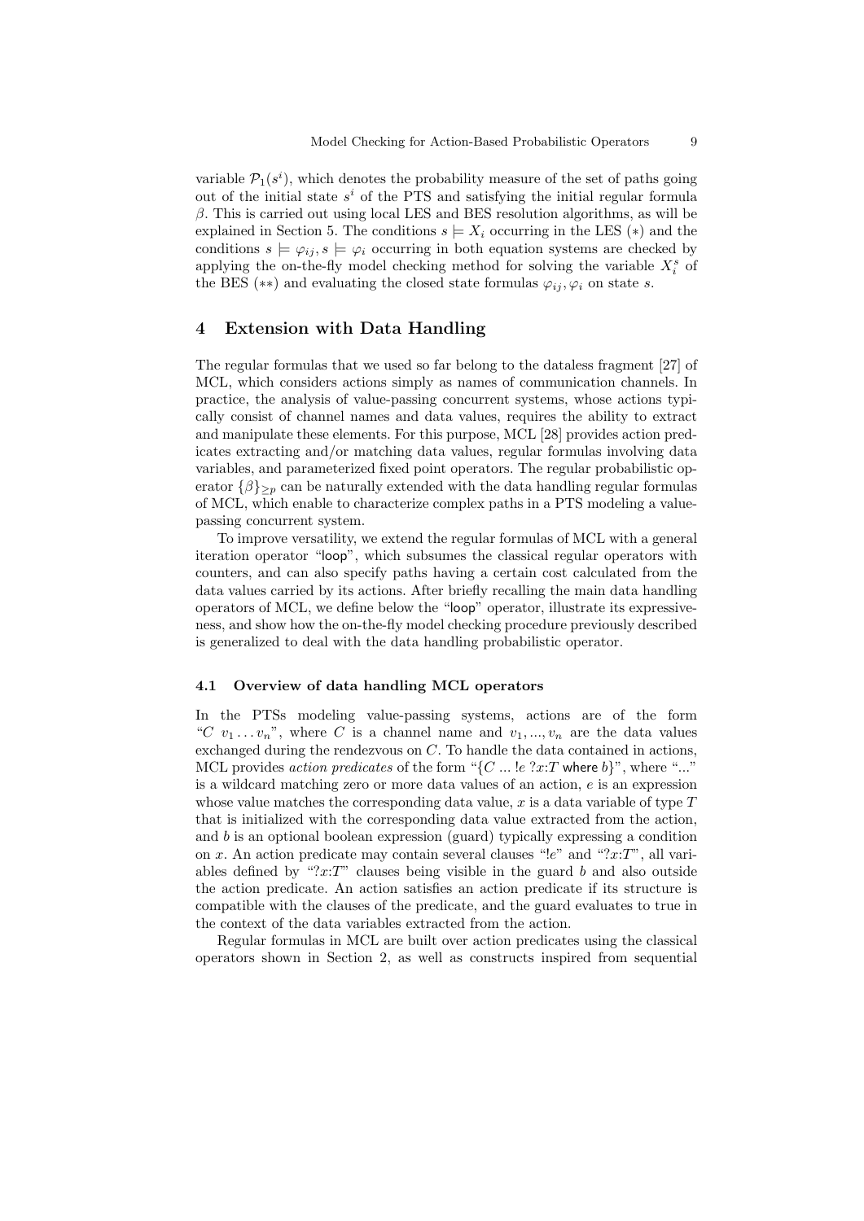variable $\mathcal{P}_1(s^i)$, which denotes the probability measure of the set of paths going out of the initial state $s^i$ of the PTS and satisfying the initial regular formula $\beta$. This is carried out using local LES and BES resolution algorithms, as will be explained in Section 5. The conditions $s \models X_i$ occurring in the LES $(*)$ and the conditions $s \models \varphi_{ij}, s \models \varphi_i$ occurring in both equation systems are checked by applying the on-the-fly model checking method for solving the variable $X_i^s$ of the BES $(**)$ and evaluating the closed state formulas $\varphi_{ij}, \varphi_i$ on state $s$.

## 4 Extension with Data Handling

The regular formulas that we used so far belong to the dataless fragment [27] of MCL, which considers actions simply as names of communication channels. In practice, the analysis of value-passing concurrent systems, whose actions typically consist of channel names and data values, requires the ability to extract and manipulate these elements. For this purpose, MCL [28] provides action predicates extracting and/or matching data values, regular formulas involving data variables, and parameterized fixed point operators. The regular probabilistic operator $\{\beta\}_{\geq p}$ can be naturally extended with the data handling regular formulas of MCL, which enable to characterize complex paths in a PTS modeling a value-passing concurrent system.

To improve versatility, we extend the regular formulas of MCL with a general iteration operator "loop", which subsumes the classical regular operators with counters, and can also specify paths having a certain cost calculated from the data values carried by its actions. After briefly recalling the main data handling operators of MCL, we define below the "loop" operator, illustrate its expressiveness, and show how the on-the-fly model checking procedure previously described is generalized to deal with the data handling probabilistic operator.

### 4.1 Overview of data handling MCL operators

In the PTSs modeling value-passing systems, actions are of the form "$C\ v_1 \ldots v_n$", where $C$ is a channel name and $v_1, ..., v_n$ are the data values exchanged during the rendezvous on $C$. To handle the data contained in actions, MCL provides *action predicates* of the form "$\{C\ ...\ !e\ ?x{:}T$ where $b\}$", where "..." is a wildcard matching zero or more data values of an action, $e$ is an expression whose value matches the corresponding data value, $x$ is a data variable of type $T$ that is initialized with the corresponding data value extracted from the action, and $b$ is an optional boolean expression (guard) typically expressing a condition on $x$. An action predicate may contain several clauses "$!e$" and "$?x{:}T$", all variables defined by "$?x{:}T$" clauses being visible in the guard $b$ and also outside the action predicate. An action satisfies an action predicate if its structure is compatible with the clauses of the predicate, and the guard evaluates to true in the context of the data variables extracted from the action.

Regular formulas in MCL are built over action predicates using the classical operators shown in Section 2, as well as constructs inspired from sequential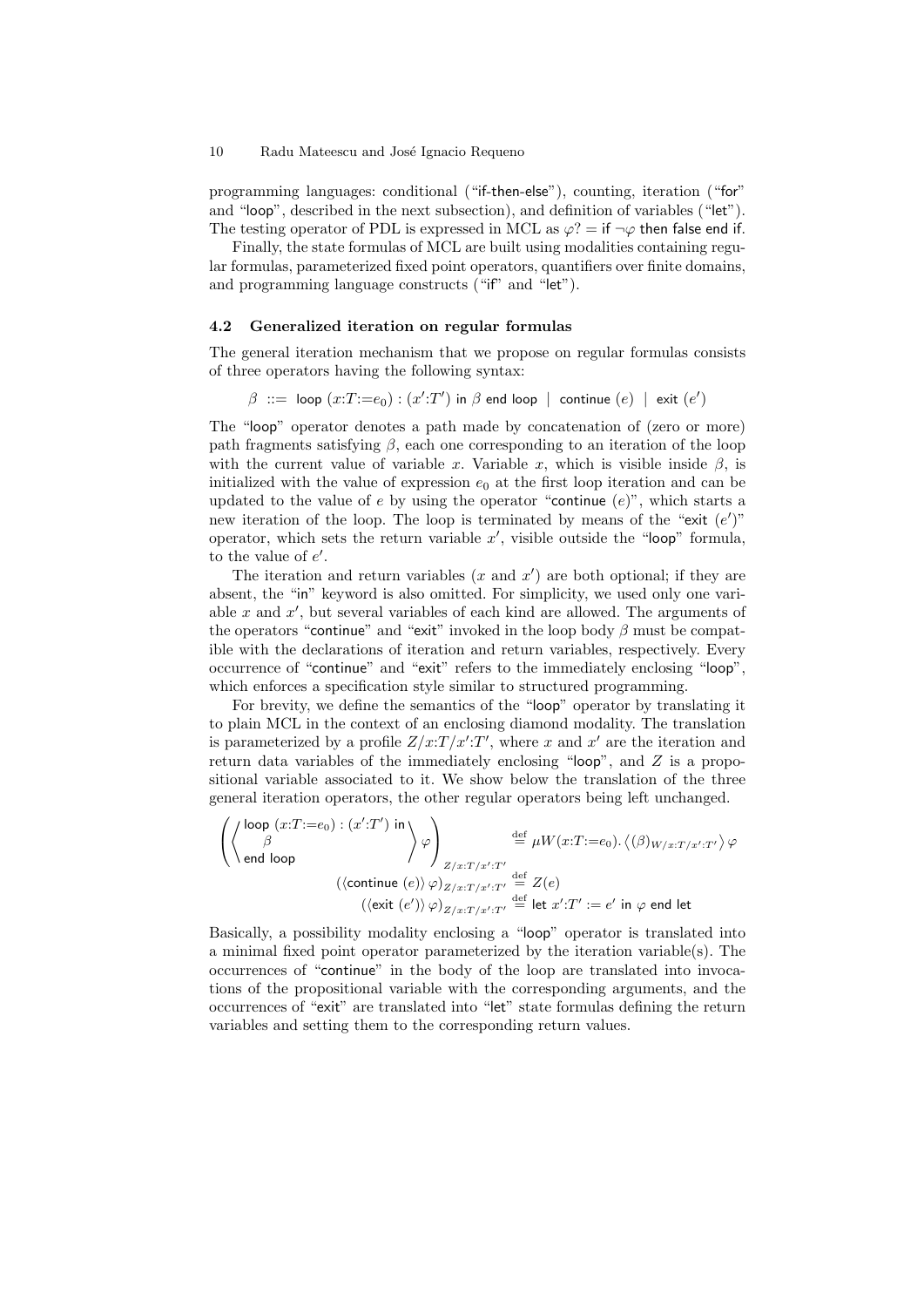programming languages: conditional (“if-then-else”), counting, iteration (“for” and “loop”, described in the next subsection), and definition of variables (“let”). The testing operator of PDL is expressed in MCL as $\varphi? =$ if $\neg\varphi$ then false end if.

Finally, the state formulas of MCL are built using modalities containing regular formulas, parameterized fixed point operators, quantifiers over finite domains, and programming language constructs (“if” and “let”).

### 4.2 Generalized iteration on regular formulas

The general iteration mechanism that we propose on regular formulas consists of three operators having the following syntax:

$$\beta \ ::= \ \mathsf{loop}\ (x{:}T{:=}e_0) : (x'{:}T')\ \mathsf{in}\ \beta\ \mathsf{end\ loop} \ \mid \ \mathsf{continue}\ (e) \ \mid \ \mathsf{exit}\ (e')$$

The “loop” operator denotes a path made by concatenation of (zero or more) path fragments satisfying $\beta$, each one corresponding to an iteration of the loop with the current value of variable $x$. Variable $x$, which is visible inside $\beta$, is initialized with the value of expression $e_0$ at the first loop iteration and can be updated to the value of $e$ by using the operator “continue $(e)$”, which starts a new iteration of the loop. The loop is terminated by means of the “exit $(e')$” operator, which sets the return variable $x'$, visible outside the “loop” formula, to the value of $e'$.

The iteration and return variables ($x$ and $x'$) are both optional; if they are absent, the “in” keyword is also omitted. For simplicity, we used only one variable $x$ and $x'$, but several variables of each kind are allowed. The arguments of the operators “continue” and “exit” invoked in the loop body $\beta$ must be compatible with the declarations of iteration and return variables, respectively. Every occurrence of “continue” and “exit” refers to the immediately enclosing “loop”, which enforces a specification style similar to structured programming.

For brevity, we define the semantics of the “loop” operator by translating it to plain MCL in the context of an enclosing diamond modality. The translation is parameterized by a profile $Z/x{:}T/x'{:}T'$, where $x$ and $x'$ are the iteration and return data variables of the immediately enclosing “loop”, and $Z$ is a propositional variable associated to it. We show below the translation of the three general iteration operators, the other regular operators being left unchanged.

$$\left( \left\langle \begin{array}{l} \mathsf{loop}\ (x{:}T{:=}e_0) : (x'{:}T')\ \mathsf{in} \\ \quad \beta \\ \mathsf{end\ loop} \end{array} \right\rangle \varphi \right)_{Z/x:T/x':T'} \stackrel{\text{def}}{=} \mu W(x{:}T{:=}e_0).\, \langle (\beta)_{W/x:T/x':T'} \rangle\, \varphi$$

$$(\langle \mathsf{continue}\ (e) \rangle\, \varphi)_{Z/x:T/x':T'} \stackrel{\text{def}}{=} Z(e)$$

$$(\langle \mathsf{exit}\ (e') \rangle\, \varphi)_{Z/x:T/x':T'} \stackrel{\text{def}}{=} \mathsf{let}\ x'{:}T' := e'\ \mathsf{in}\ \varphi\ \mathsf{end\ let}$$

Basically, a possibility modality enclosing a “loop” operator is translated into a minimal fixed point operator parameterized by the iteration variable(s). The occurrences of “continue” in the body of the loop are translated into invocations of the propositional variable with the corresponding arguments, and the occurrences of “exit” are translated into “let” state formulas defining the return variables and setting them to the corresponding return values.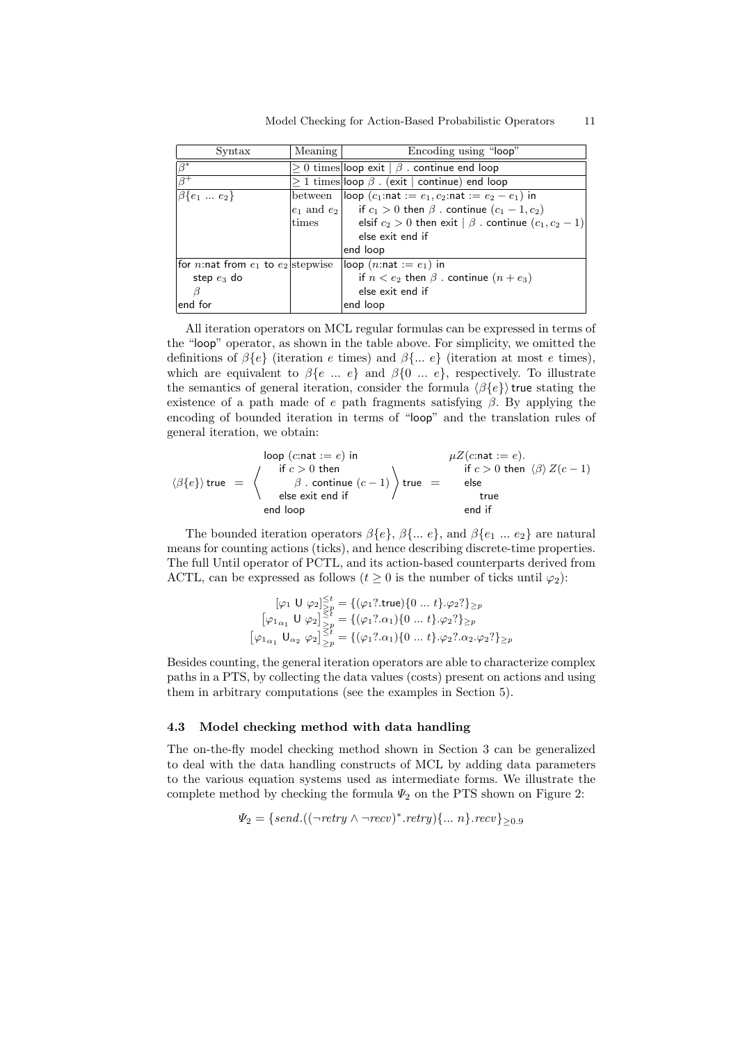| Syntax | Meaning | Encoding using "loop" |
|---|---|---|
| $\beta^*$ | $\geq 0$ times | loop exit \| $\beta$ . continue end loop |
| $\beta^+$ | $\geq 1$ times | loop $\beta$ . (exit \| continue) end loop |
| $\beta\{e_1 \ ... \ e_2\}$ | between $e_1$ and $e_2$ times | loop ($c_1$:nat := $e_1$, $c_2$:nat := $e_2 - e_1$) in<br>if $c_1 > 0$ then $\beta$ . continue $(c_1 - 1, c_2)$<br>elsif $c_2 > 0$ then exit \| $\beta$ . continue $(c_1, c_2 - 1)$<br>else exit end if<br>end loop |
| for $n$:nat from $e_1$ to $e_2$ step $e_3$ do<br>$\beta$<br>end for | stepwise | loop ($n$:nat := $e_1$) in<br>if $n < e_2$ then $\beta$ . continue $(n + e_3)$<br>else exit end if<br>end loop |

All iteration operators on MCL regular formulas can be expressed in terms of the "loop" operator, as shown in the table above. For simplicity, we omitted the definitions of $\beta\{e\}$ (iteration $e$ times) and $\beta\{... \ e\}$ (iteration at most $e$ times), which are equivalent to $\beta\{e \ ... \ e\}$ and $\beta\{0 \ ... \ e\}$, respectively. To illustrate the semantics of general iteration, consider the formula $\langle\beta\{e\}\rangle$ true stating the existence of a path made of $e$ path fragments satisfying $\beta$. By applying the encoding of bounded iteration in terms of "loop" and the translation rules of general iteration, we obtain:

$$\langle \beta\{e\} \rangle \, \mathsf{true} \; = \; \left\langle \begin{array}{l} \mathsf{loop} \ (c{:}\mathsf{nat} := e) \ \mathsf{in} \\ \quad \mathsf{if} \ c > 0 \ \mathsf{then} \\ \quad\quad \beta \ . \ \mathsf{continue} \ (c-1) \\ \quad \mathsf{else \ exit \ end \ if} \\ \mathsf{end \ loop} \end{array} \right\rangle \mathsf{true} \; = \; \begin{array}{l} \mu Z(c{:}\mathsf{nat} := e). \\ \quad \mathsf{if} \ c > 0 \ \mathsf{then} \ \langle\beta\rangle \, Z(c-1) \\ \quad \mathsf{else} \\ \quad\quad \mathsf{true} \\ \quad \mathsf{end \ if} \end{array}$$

The bounded iteration operators $\beta\{e\}$, $\beta\{... \ e\}$, and $\beta\{e_1 \ ... \ e_2\}$ are natural means for counting actions (ticks), and hence describing discrete-time properties. The full Until operator of PCTL, and its action-based counterparts derived from ACTL, can be expressed as follows ($t \geq 0$ is the number of ticks until $\varphi_2$):

$$[\varphi_1 \ \mathsf{U} \ \varphi_2]^{\leq t}_{\geq p} = \{(\varphi_1?.\mathsf{true})\{0 \ ... \ t\}.\varphi_2?\}_{\geq p}$$
$$\left[{\varphi_1}_{\alpha_1} \ \mathsf{U} \ \varphi_2\right]^{\leq t}_{\geq p} = \{(\varphi_1?.\alpha_1)\{0 \ ... \ t\}.\varphi_2?\}_{\geq p}$$
$$\left[{\varphi_1}_{\alpha_1} \ \mathsf{U}_{\alpha_2} \ \varphi_2\right]^{\leq t}_{\geq p} = \{(\varphi_1?.\alpha_1)\{0 \ ... \ t\}.\varphi_2?.\alpha_2.\varphi_2?\}_{\geq p}$$

Besides counting, the general iteration operators are able to characterize complex paths in a PTS, by collecting the data values (costs) present on actions and using them in arbitrary computations (see the examples in Section 5).

### 4.3 Model checking method with data handling

The on-the-fly model checking method shown in Section 3 can be generalized to deal with the data handling constructs of MCL by adding data parameters to the various equation systems used as intermediate forms. We illustrate the complete method by checking the formula $\Psi_2$ on the PTS shown on Figure 2:

$$\Psi_2 = \{send.((\neg retry \wedge \neg recv)^*.retry)\{... \ n\}.recv\}_{\geq 0.9}$$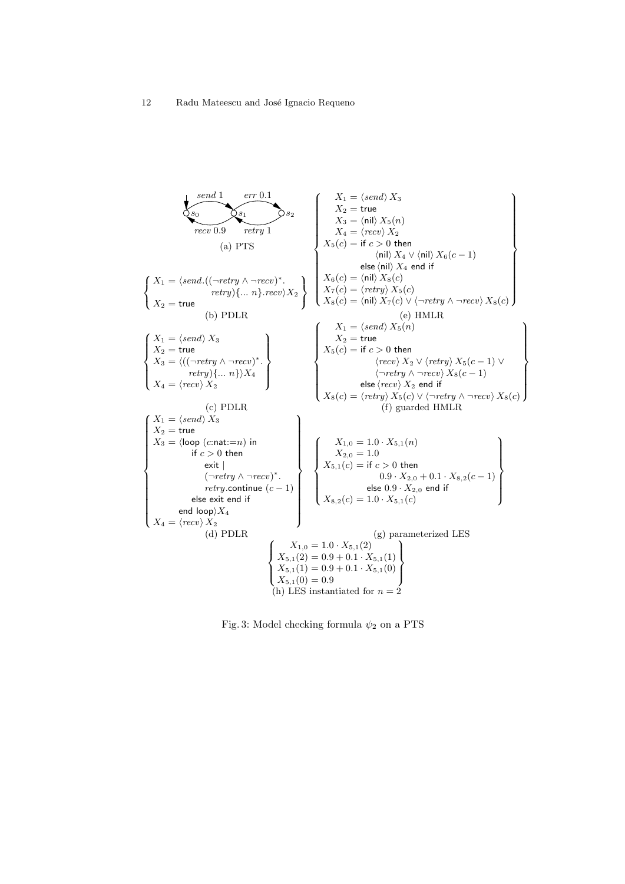(a) PTS

$$\left\{\begin{array}{l} X_1 = \langle send.((\neg retry \wedge \neg recv)^*. \\ \qquad\qquad retry)\{\ldots\ n\}.recv\rangle X_2 \\ X_2 = \mathsf{true} \end{array}\right\}$$

(b) PDLR

$$\left\{\begin{array}{l} X_1 = \langle send\rangle\, X_3 \\ X_2 = \mathsf{true} \\ X_3 = \langle((\neg retry \wedge \neg recv)^*. \\ \qquad retry)\{\ldots\ n\}\rangle X_4 \\ X_4 = \langle recv\rangle\, X_2 \end{array}\right\}$$

(c) PDLR

$$\left\{\begin{array}{l} X_1 = \langle send\rangle\, X_3 \\ X_2 = \mathsf{true} \\ X_3 = \langle \mathsf{loop}\ (c{:}\mathsf{nat}{:=}n)\ \mathsf{in} \\ \qquad \mathsf{if}\ c > 0\ \mathsf{then} \\ \qquad\quad \mathsf{exit}\ | \\ \qquad\quad (\neg retry \wedge \neg recv)^*. \\ \qquad\quad retry.\mathsf{continue}\ (c-1) \\ \qquad \mathsf{else\ exit\ end\ if} \\ \quad \mathsf{end\ loop}\rangle X_4 \\ X_4 = \langle recv\rangle\, X_2 \end{array}\right\}$$

(d) PDLR

$$\left\{\begin{array}{l} X_1 = \langle send\rangle\, X_3 \\ X_2 = \mathsf{true} \\ X_3 = \langle \mathsf{nil}\rangle\, X_5(n) \\ X_4 = \langle recv\rangle\, X_2 \\ X_5(c) = \mathsf{if}\ c > 0\ \mathsf{then} \\ \qquad \langle \mathsf{nil}\rangle\, X_4 \vee \langle \mathsf{nil}\rangle\, X_6(c-1) \\ \qquad \mathsf{else}\ \langle \mathsf{nil}\rangle\, X_4\ \mathsf{end\ if} \\ X_6(c) = \langle \mathsf{nil}\rangle\, X_8(c) \\ X_7(c) = \langle retry\rangle\, X_5(c) \\ X_8(c) = \langle \mathsf{nil}\rangle\, X_7(c) \vee \langle \neg retry \wedge \neg recv\rangle\, X_8(c) \end{array}\right\}$$

(e) HMLR

$$\left\{\begin{array}{l} X_1 = \langle send\rangle\, X_5(n) \\ X_2 = \mathsf{true} \\ X_5(c) = \mathsf{if}\ c > 0\ \mathsf{then} \\ \qquad \langle recv\rangle\, X_2 \vee \langle retry\rangle\, X_5(c-1) \vee \\ \qquad \langle \neg retry \wedge \neg recv\rangle\, X_8(c-1) \\ \qquad \mathsf{else}\ \langle recv\rangle\, X_2\ \mathsf{end\ if} \\ X_8(c) = \langle retry\rangle\, X_5(c) \vee \langle \neg retry \wedge \neg recv\rangle\, X_8(c) \end{array}\right\}$$

(f) guarded HMLR

$$\left\{\begin{array}{l} X_{1,0} = 1.0 \cdot X_{5,1}(n) \\ X_{2,0} = 1.0 \\ X_{5,1}(c) = \mathsf{if}\ c > 0\ \mathsf{then} \\ \qquad 0.9 \cdot X_{2,0} + 0.1 \cdot X_{8,2}(c-1) \\ \qquad \mathsf{else}\ 0.9 \cdot X_{2,0}\ \mathsf{end\ if} \\ X_{8,2}(c) = 1.0 \cdot X_{5,1}(c) \end{array}\right\}$$

(g) parameterized LES

$$\left\{\begin{array}{l} X_{1,0} = 1.0 \cdot X_{5,1}(2) \\ X_{5,1}(2) = 0.9 + 0.1 \cdot X_{5,1}(1) \\ X_{5,1}(1) = 0.9 + 0.1 \cdot X_{5,1}(0) \\ X_{5,1}(0) = 0.9 \end{array}\right\}$$

(h) LES instantiated for $n = 2$

Fig. 3: Model checking formula $\psi_2$ on a PTS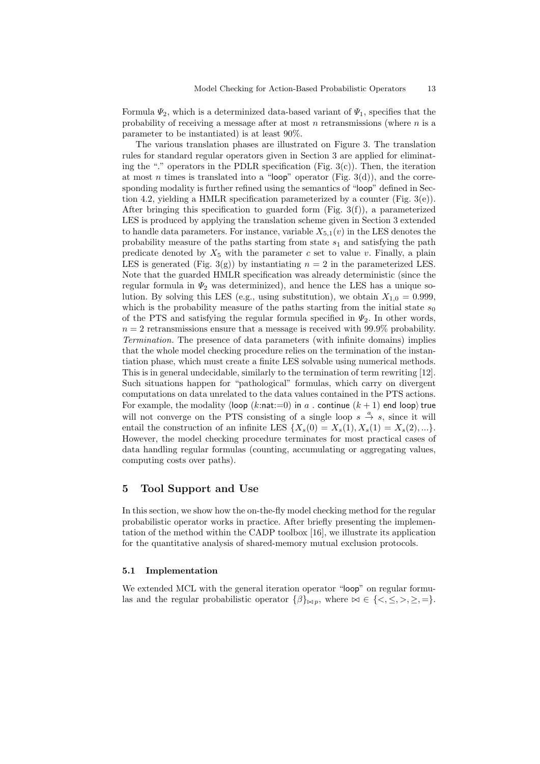Formula $\Psi_2$, which is a determinized data-based variant of $\Psi_1$, specifies that the probability of receiving a message after at most $n$ retransmissions (where $n$ is a parameter to be instantiated) is at least 90%.

The various translation phases are illustrated on Figure 3. The translation rules for standard regular operators given in Section 3 are applied for eliminating the "." operators in the PDLR specification (Fig. 3(c)). Then, the iteration at most $n$ times is translated into a "loop" operator (Fig. 3(d)), and the corresponding modality is further refined using the semantics of "loop" defined in Section 4.2, yielding a HMLR specification parameterized by a counter (Fig. 3(e)). After bringing this specification to guarded form (Fig. 3(f)), a parameterized LES is produced by applying the translation scheme given in Section 3 extended to handle data parameters. For instance, variable $X_{5,1}(v)$ in the LES denotes the probability measure of the paths starting from state $s_1$ and satisfying the path predicate denoted by $X_5$ with the parameter $c$ set to value $v$. Finally, a plain LES is generated (Fig. 3(g)) by instantiating $n = 2$ in the parameterized LES. Note that the guarded HMLR specification was already deterministic (since the regular formula in $\Psi_2$ was determinized), and hence the LES has a unique solution. By solving this LES (e.g., using substitution), we obtain $X_{1,0} = 0.999$, which is the probability measure of the paths starting from the initial state $s_0$ of the PTS and satisfying the regular formula specified in $\Psi_2$. In other words, $n = 2$ retransmissions ensure that a message is received with 99.9% probability.

*Termination.* The presence of data parameters (with infinite domains) implies that the whole model checking procedure relies on the termination of the instantiation phase, which must create a finite LES solvable using numerical methods. This is in general undecidable, similarly to the termination of term rewriting [12]. Such situations happen for "pathological" formulas, which carry on divergent computations on data unrelated to the data values contained in the PTS actions. For example, the modality $\langle$loop ($k$:nat:=0) in $a$ . continue $(k+1)$ end loop$\rangle$ true will not converge on the PTS consisting of a single loop $s \xrightarrow{a} s$, since it will entail the construction of an infinite LES $\{X_s(0) = X_s(1), X_s(1) = X_s(2), ...\}$. However, the model checking procedure terminates for most practical cases of data handling regular formulas (counting, accumulating or aggregating values, computing costs over paths).

## 5 Tool Support and Use

In this section, we show how the on-the-fly model checking method for the regular probabilistic operator works in practice. After briefly presenting the implementation of the method within the CADP toolbox [16], we illustrate its application for the quantitative analysis of shared-memory mutual exclusion protocols.

### 5.1 Implementation

We extended MCL with the general iteration operator "loop" on regular formulas and the regular probabilistic operator $\{\beta\}_{\bowtie p}$, where $\bowtie \in \{<, \leq, >, \geq, =\}$.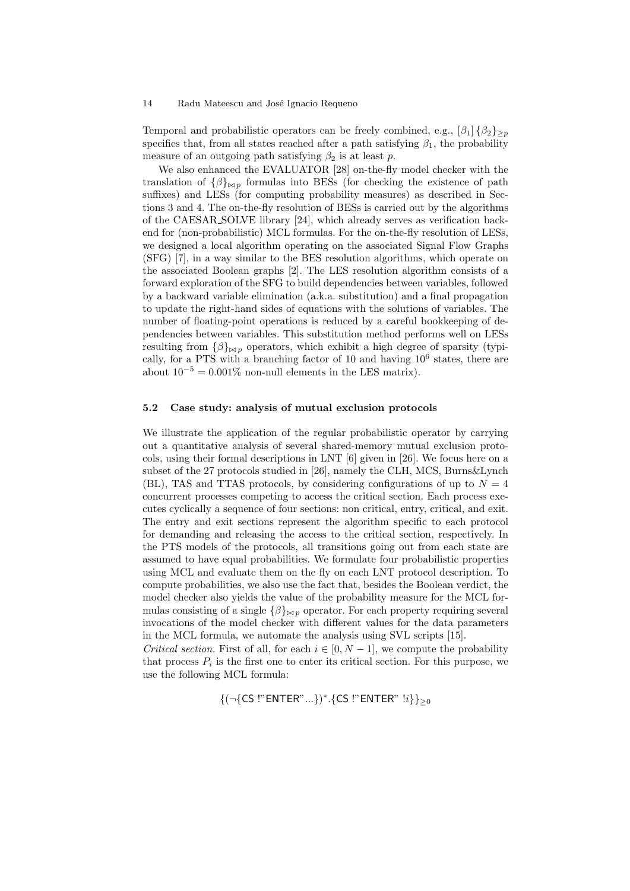Temporal and probabilistic operators can be freely combined, e.g., $[\beta_1]\,\{\beta_2\}_{\geq p}$ specifies that, from all states reached after a path satisfying $\beta_1$, the probability measure of an outgoing path satisfying $\beta_2$ is at least $p$.

We also enhanced the EVALUATOR [28] on-the-fly model checker with the translation of $\{\beta\}_{\bowtie p}$ formulas into BESs (for checking the existence of path suffixes) and LESs (for computing probability measures) as described in Sections 3 and 4. The on-the-fly resolution of BESs is carried out by the algorithms of the CAESAR_SOLVE library [24], which already serves as verification backend for (non-probabilistic) MCL formulas. For the on-the-fly resolution of LESs, we designed a local algorithm operating on the associated Signal Flow Graphs (SFG) [7], in a way similar to the BES resolution algorithms, which operate on the associated Boolean graphs [2]. The LES resolution algorithm consists of a forward exploration of the SFG to build dependencies between variables, followed by a backward variable elimination (a.k.a. substitution) and a final propagation to update the right-hand sides of equations with the solutions of variables. The number of floating-point operations is reduced by a careful bookkeeping of dependencies between variables. This substitution method performs well on LESs resulting from $\{\beta\}_{\bowtie p}$ operators, which exhibit a high degree of sparsity (typically, for a PTS with a branching factor of 10 and having $10^6$ states, there are about $10^{-5} = 0.001\%$ non-null elements in the LES matrix).

### 5.2 Case study: analysis of mutual exclusion protocols

We illustrate the application of the regular probabilistic operator by carrying out a quantitative analysis of several shared-memory mutual exclusion protocols, using their formal descriptions in LNT [6] given in [26]. We focus here on a subset of the 27 protocols studied in [26], namely the CLH, MCS, Burns&Lynch (BL), TAS and TTAS protocols, by considering configurations of up to $N = 4$ concurrent processes competing to access the critical section. Each process executes cyclically a sequence of four sections: non critical, entry, critical, and exit. The entry and exit sections represent the algorithm specific to each protocol for demanding and releasing the access to the critical section, respectively. In the PTS models of the protocols, all transitions going out from each state are assumed to have equal probabilities. We formulate four probabilistic properties using MCL and evaluate them on the fly on each LNT protocol description. To compute probabilities, we also use the fact that, besides the Boolean verdict, the model checker also yields the value of the probability measure for the MCL formulas consisting of a single $\{\beta\}_{\bowtie p}$ operator. For each property requiring several invocations of the model checker with different values for the data parameters in the MCL formula, we automate the analysis using SVL scripts [15].

*Critical section.* First of all, for each $i \in [0, N-1]$, we compute the probability that process $P_i$ is the first one to enter its critical section. For this purpose, we use the following MCL formula:

$$\{(\neg\{\mathsf{CS}\ !\text{"ENTER"}\ ...\})^*.\{\mathsf{CS}\ !\text{"ENTER"}\ !i\}\}_{\geq 0}$$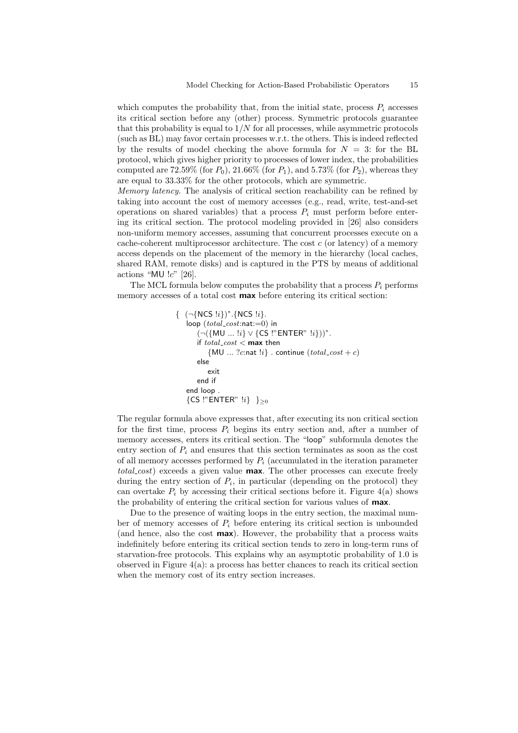which computes the probability that, from the initial state, process $P_i$ accesses its critical section before any (other) process. Symmetric protocols guarantee that this probability is equal to $1/N$ for all processes, while asymmetric protocols (such as BL) may favor certain processes w.r.t. the others. This is indeed reflected by the results of model checking the above formula for $N = 3$: for the BL protocol, which gives higher priority to processes of lower index, the probabilities computed are 72.59% (for $P_0$), 21.66% (for $P_1$), and 5.73% (for $P_2$), whereas they are equal to 33.33% for the other protocols, which are symmetric.

*Memory latency.* The analysis of critical section reachability can be refined by taking into account the cost of memory accesses (e.g., read, write, test-and-set operations on shared variables) that a process $P_i$ must perform before entering its critical section. The protocol modeling provided in [26] also considers non-uniform memory accesses, assuming that concurrent processes execute on a cache-coherent multiprocessor architecture. The cost $c$ (or latency) of a memory access depends on the placement of the memory in the hierarchy (local caches, shared RAM, remote disks) and is captured in the PTS by means of additional actions "MU !$c$" [26].

The MCL formula below computes the probability that a process $P_i$ performs memory accesses of a total cost **max** before entering its critical section:

```
{  (¬{NCS !i})*.{NCS !i}.
   loop (total_cost:nat:=0) in
       (¬({MU ... !i} ∨ {CS !"ENTER" !i}))*.
       if total_cost < max then
           {MU ... ?c:nat !i} . continue (total_cost + c)
       else
           exit
       end if
   end loop .
   {CS !"ENTER" !i}  }≥0
```

The regular formula above expresses that, after executing its non critical section for the first time, process $P_i$ begins its entry section and, after a number of memory accesses, enters its critical section. The "loop" subformula denotes the entry section of $P_i$ and ensures that this section terminates as soon as the cost of all memory accesses performed by $P_i$ (accumulated in the iteration parameter *total_cost*) exceeds a given value **max**. The other processes can execute freely during the entry section of $P_i$, in particular (depending on the protocol) they can overtake $P_i$ by accessing their critical sections before it. Figure 4(a) shows the probability of entering the critical section for various values of **max**.

Due to the presence of waiting loops in the entry section, the maximal number of memory accesses of $P_i$ before entering its critical section is unbounded (and hence, also the cost **max**). However, the probability that a process waits indefinitely before entering its critical section tends to zero in long-term runs of starvation-free protocols. This explains why an asymptotic probability of 1.0 is observed in Figure 4(a): a process has better chances to reach its critical section when the memory cost of its entry section increases.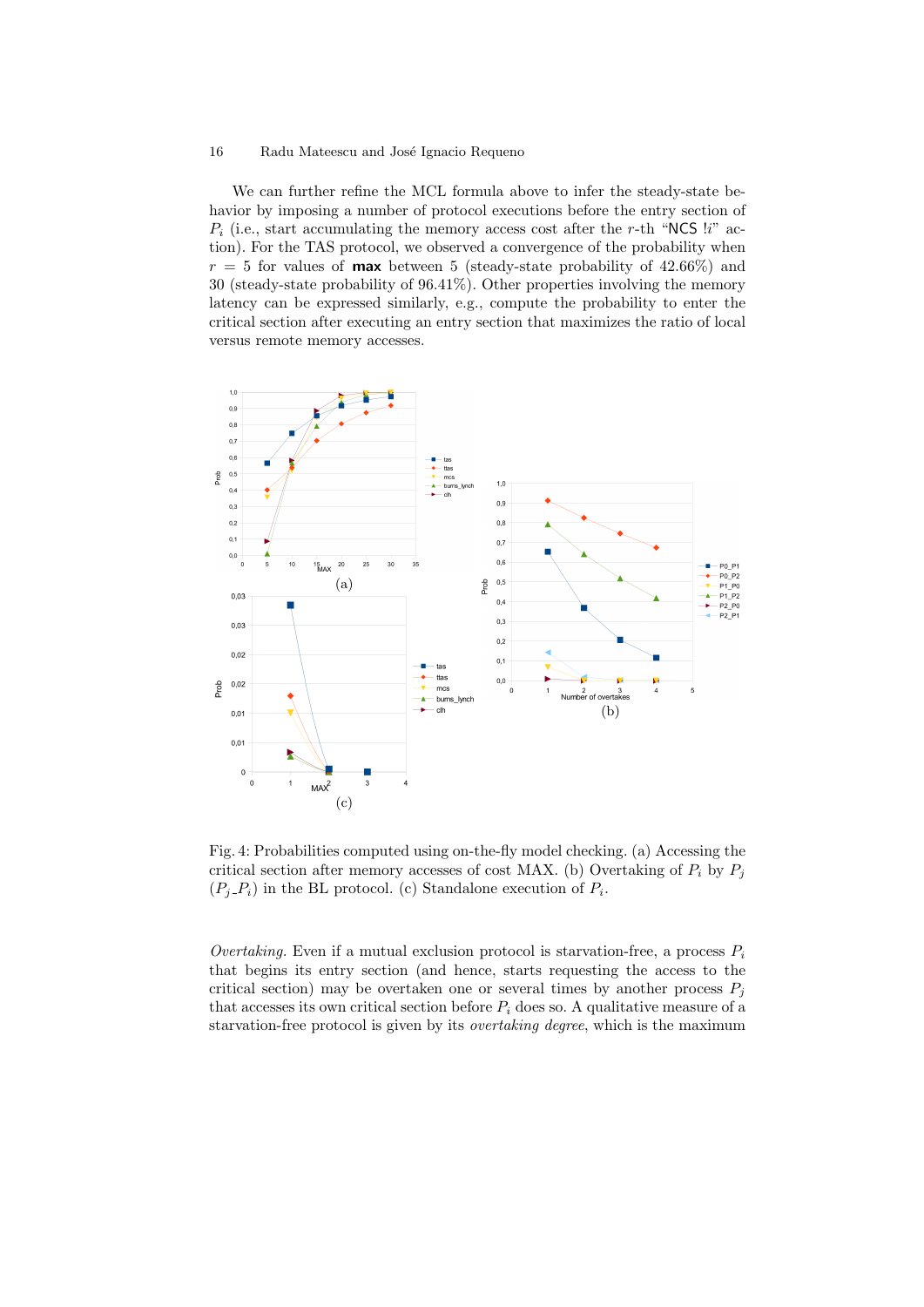We can further refine the MCL formula above to infer the steady-state behavior by imposing a number of protocol executions before the entry section of $P_i$ (i.e., start accumulating the memory access cost after the $r$-th "NCS !$i$" action). For the TAS protocol, we observed a convergence of the probability when $r = 5$ for values of **max** between 5 (steady-state probability of 42.66%) and 30 (steady-state probability of 96.41%). Other properties involving the memory latency can be expressed similarly, e.g., compute the probability to enter the critical section after executing an entry section that maximizes the ratio of local versus remote memory accesses.

Fig. 4: Probabilities computed using on-the-fly model checking. (a) Accessing the critical section after memory accesses of cost MAX. (b) Overtaking of $P_i$ by $P_j$ ($P_j$\_$P_i$) in the BL protocol. (c) Standalone execution of $P_i$.

*Overtaking.* Even if a mutual exclusion protocol is starvation-free, a process $P_i$ that begins its entry section (and hence, starts requesting the access to the critical section) may be overtaken one or several times by another process $P_j$ that accesses its own critical section before $P_i$ does so. A qualitative measure of a starvation-free protocol is given by its *overtaking degree*, which is the maximum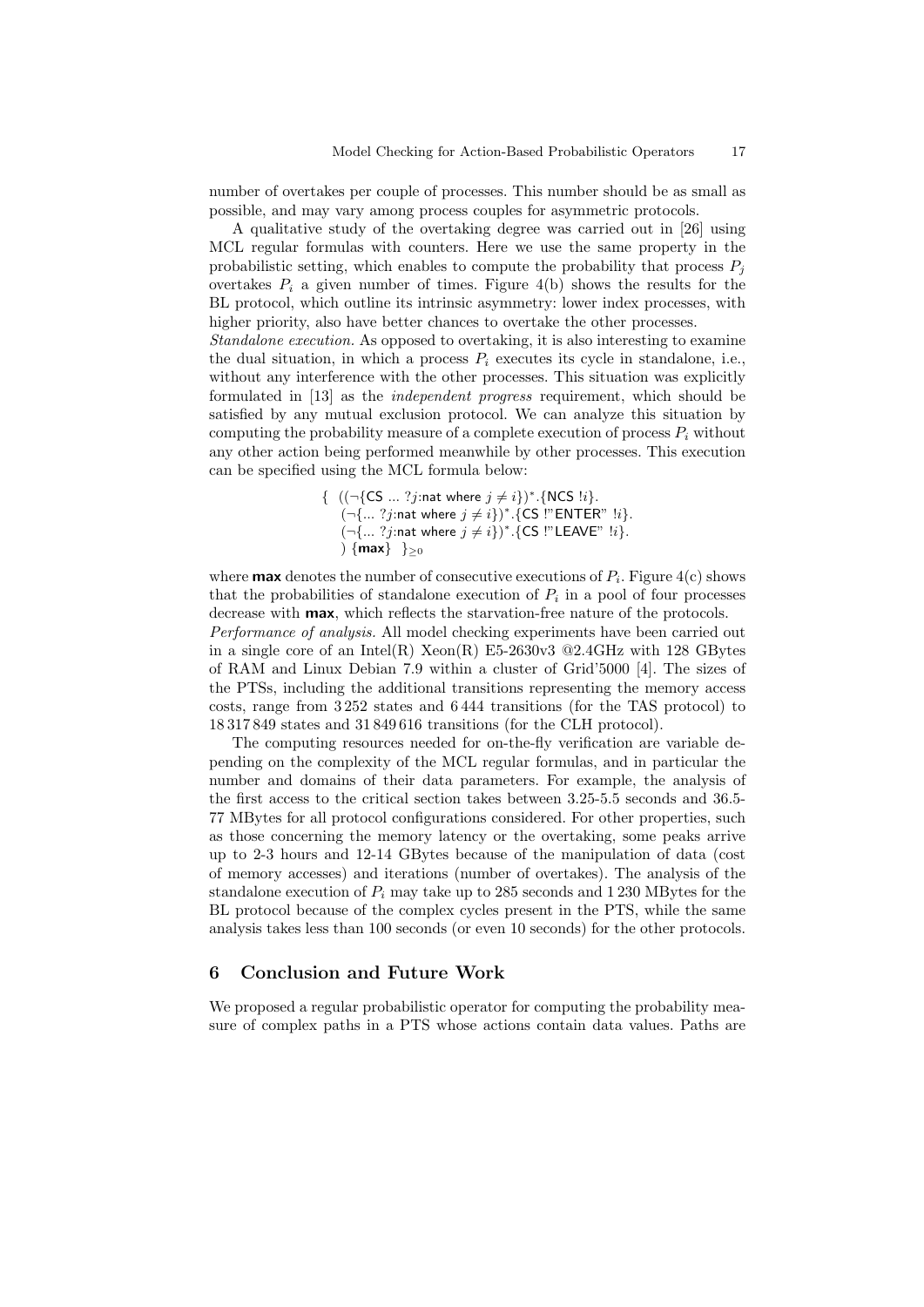number of overtakes per couple of processes. This number should be as small as possible, and may vary among process couples for asymmetric protocols.

A qualitative study of the overtaking degree was carried out in [26] using MCL regular formulas with counters. Here we use the same property in the probabilistic setting, which enables to compute the probability that process $P_j$ overtakes $P_i$ a given number of times. Figure 4(b) shows the results for the BL protocol, which outline its intrinsic asymmetry: lower index processes, with higher priority, also have better chances to overtake the other processes.

*Standalone execution.* As opposed to overtaking, it is also interesting to examine the dual situation, in which a process $P_i$ executes its cycle in standalone, i.e., without any interference with the other processes. This situation was explicitly formulated in [13] as the *independent progress* requirement, which should be satisfied by any mutual exclusion protocol. We can analyze this situation by computing the probability measure of a complete execution of process $P_i$ without any other action being performed meanwhile by other processes. This execution can be specified using the MCL formula below:

$$
\begin{array}{l}
\{ \ \ ((\neg\{\mathsf{CS}\ ...\ ?j{:}\mathsf{nat}\ \text{where}\ j \neq i\})^*.\{\mathsf{NCS}\ !i\}. \\
\quad (\neg\{...\ ?j{:}\mathsf{nat}\ \text{where}\ j \neq i\})^*.\{\mathsf{CS}\ !\text{"ENTER"}\ !i\}. \\
\quad (\neg\{...\ ?j{:}\mathsf{nat}\ \text{where}\ j \neq i\})^*.\{\mathsf{CS}\ !\text{"LEAVE"}\ !i\}. \\
\quad )\ \{\mathbf{max}\} \ \ \}_{\geq 0}
\end{array}
$$

where **max** denotes the number of consecutive executions of $P_i$. Figure 4(c) shows that the probabilities of standalone execution of $P_i$ in a pool of four processes decrease with **max**, which reflects the starvation-free nature of the protocols.

*Performance of analysis.* All model checking experiments have been carried out in a single core of an Intel(R) Xeon(R) E5-2630v3 @2.4GHz with 128 GBytes of RAM and Linux Debian 7.9 within a cluster of Grid'5000 [4]. The sizes of the PTSs, including the additional transitions representing the memory access costs, range from 3 252 states and 6 444 transitions (for the TAS protocol) to 18 317 849 states and 31 849 616 transitions (for the CLH protocol).

The computing resources needed for on-the-fly verification are variable depending on the complexity of the MCL regular formulas, and in particular the number and domains of their data parameters. For example, the analysis of the first access to the critical section takes between 3.25-5.5 seconds and 36.5-77 MBytes for all protocol configurations considered. For other properties, such as those concerning the memory latency or the overtaking, some peaks arrive up to 2-3 hours and 12-14 GBytes because of the manipulation of data (cost of memory accesses) and iterations (number of overtakes). The analysis of the standalone execution of $P_i$ may take up to 285 seconds and 1 230 MBytes for the BL protocol because of the complex cycles present in the PTS, while the same analysis takes less than 100 seconds (or even 10 seconds) for the other protocols.

## 6 Conclusion and Future Work

We proposed a regular probabilistic operator for computing the probability measure of complex paths in a PTS whose actions contain data values. Paths are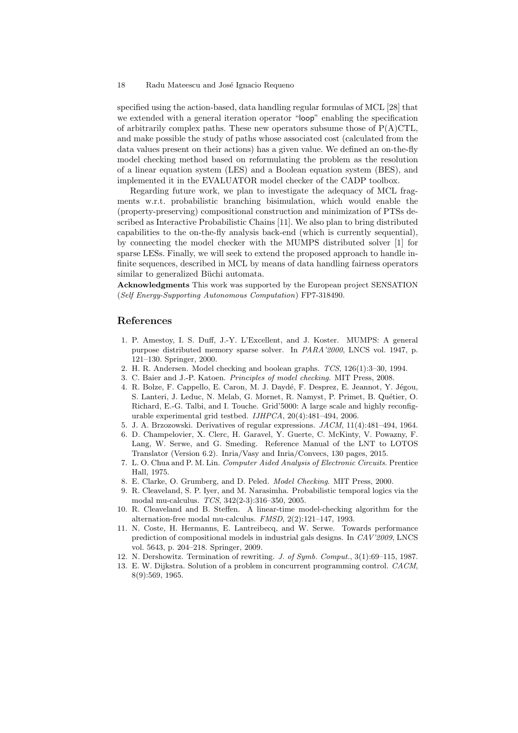specified using the action-based, data handling regular formulas of MCL [28] that we extended with a general iteration operator "loop" enabling the specification of arbitrarily complex paths. These new operators subsume those of P(A)CTL, and make possible the study of paths whose associated cost (calculated from the data values present on their actions) has a given value. We defined an on-the-fly model checking method based on reformulating the problem as the resolution of a linear equation system (LES) and a Boolean equation system (BES), and implemented it in the EVALUATOR model checker of the CADP toolbox.

Regarding future work, we plan to investigate the adequacy of MCL fragments w.r.t. probabilistic branching bisimulation, which would enable the (property-preserving) compositional construction and minimization of PTSs described as Interactive Probabilistic Chains [11]. We also plan to bring distributed capabilities to the on-the-fly analysis back-end (which is currently sequential), by connecting the model checker with the MUMPS distributed solver [1] for sparse LESs. Finally, we will seek to extend the proposed approach to handle infinite sequences, described in MCL by means of data handling fairness operators similar to generalized Büchi automata.

**Acknowledgments** This work was supported by the European project SENSATION (*Self Energy-Supporting Autonomous Computation*) FP7-318490.

## References

1. P. Amestoy, I. S. Duff, J.-Y. L'Excellent, and J. Koster. MUMPS: A general purpose distributed memory sparse solver. In *PARA'2000*, LNCS vol. 1947, p. 121–130. Springer, 2000.
2. H. R. Andersen. Model checking and boolean graphs. *TCS*, 126(1):3–30, 1994.
3. C. Baier and J.-P. Katoen. *Principles of model checking*. MIT Press, 2008.
4. R. Bolze, F. Cappello, E. Caron, M. J. Daydé, F. Desprez, E. Jeannot, Y. Jégou, S. Lanteri, J. Leduc, N. Melab, G. Mornet, R. Namyst, P. Primet, B. Quétier, O. Richard, E.-G. Talbi, and I. Touche. Grid'5000: A large scale and highly reconfigurable experimental grid testbed. *IJHPCA*, 20(4):481–494, 2006.
5. J. A. Brzozowski. Derivatives of regular expressions. *JACM*, 11(4):481–494, 1964.
6. D. Champelovier, X. Clerc, H. Garavel, Y. Guerte, C. McKinty, V. Powazny, F. Lang, W. Serwe, and G. Smeding. Reference Manual of the LNT to LOTOS Translator (Version 6.2). Inria/Vasy and Inria/Convecs, 130 pages, 2015.
7. L. O. Chua and P. M. Lin. *Computer Aided Analysis of Electronic Circuits*. Prentice Hall, 1975.
8. E. Clarke, O. Grumberg, and D. Peled. *Model Checking*. MIT Press, 2000.
9. R. Cleaveland, S. P. Iyer, and M. Narasimha. Probabilistic temporal logics via the modal mu-calculus. *TCS*, 342(2-3):316–350, 2005.
10. R. Cleaveland and B. Steffen. A linear-time model-checking algorithm for the alternation-free modal mu-calculus. *FMSD*, 2(2):121–147, 1993.
11. N. Coste, H. Hermanns, E. Lantreibecq, and W. Serwe. Towards performance prediction of compositional models in industrial gals designs. In *CAV'2009*, LNCS vol. 5643, p. 204–218. Springer, 2009.
12. N. Dershowitz. Termination of rewriting. *J. of Symb. Comput.*, 3(1):69–115, 1987.
13. E. W. Dijkstra. Solution of a problem in concurrent programming control. *CACM*, 8(9):569, 1965.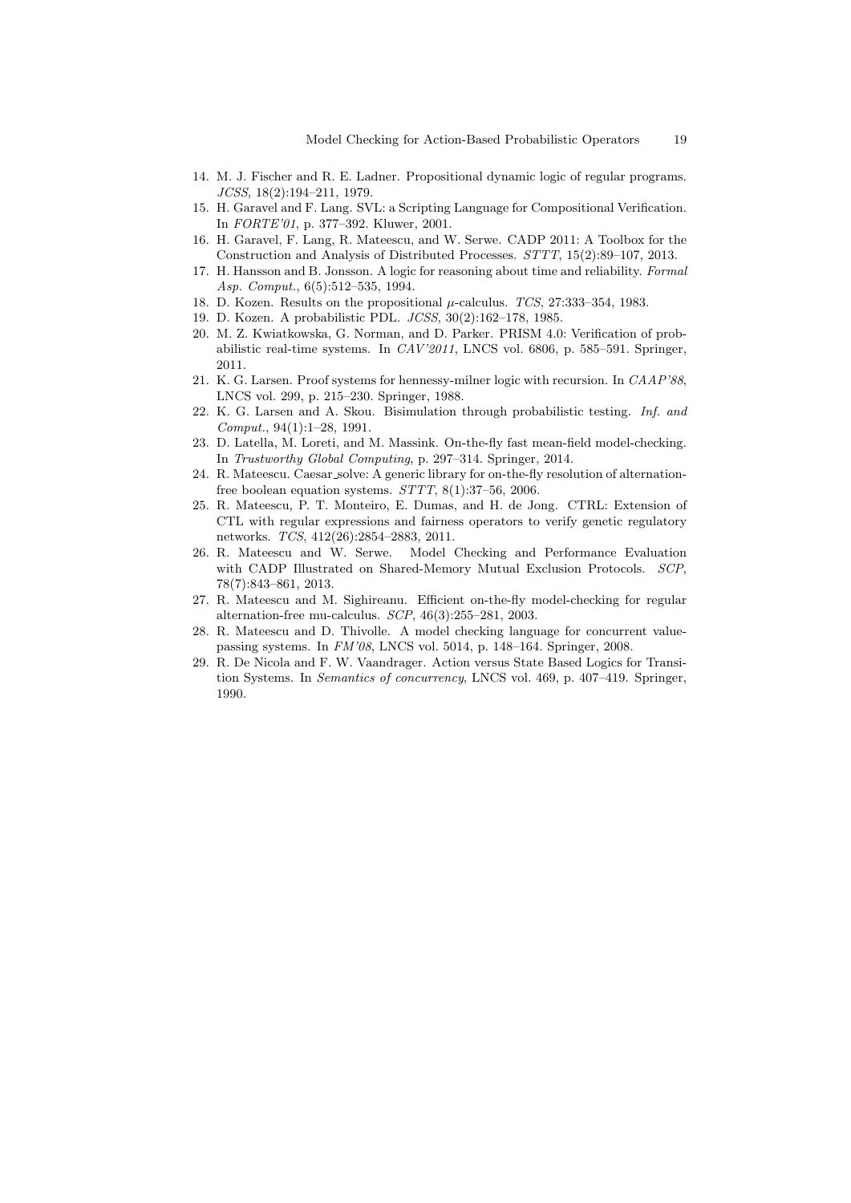14. M. J. Fischer and R. E. Ladner. Propositional dynamic logic of regular programs. *JCSS*, 18(2):194–211, 1979.
15. H. Garavel and F. Lang. SVL: a Scripting Language for Compositional Verification. In *FORTE'01*, p. 377–392. Kluwer, 2001.
16. H. Garavel, F. Lang, R. Mateescu, and W. Serwe. CADP 2011: A Toolbox for the Construction and Analysis of Distributed Processes. *STTT*, 15(2):89–107, 2013.
17. H. Hansson and B. Jonsson. A logic for reasoning about time and reliability. *Formal Asp. Comput.*, 6(5):512–535, 1994.
18. D. Kozen. Results on the propositional $\mu$-calculus. *TCS*, 27:333–354, 1983.
19. D. Kozen. A probabilistic PDL. *JCSS*, 30(2):162–178, 1985.
20. M. Z. Kwiatkowska, G. Norman, and D. Parker. PRISM 4.0: Verification of probabilistic real-time systems. In *CAV'2011*, LNCS vol. 6806, p. 585–591. Springer, 2011.
21. K. G. Larsen. Proof systems for hennessy-milner logic with recursion. In *CAAP'88*, LNCS vol. 299, p. 215–230. Springer, 1988.
22. K. G. Larsen and A. Skou. Bisimulation through probabilistic testing. *Inf. and Comput.*, 94(1):1–28, 1991.
23. D. Latella, M. Loreti, and M. Massink. On-the-fly fast mean-field model-checking. In *Trustworthy Global Computing*, p. 297–314. Springer, 2014.
24. R. Mateescu. Caesar_solve: A generic library for on-the-fly resolution of alternation-free boolean equation systems. *STTT*, 8(1):37–56, 2006.
25. R. Mateescu, P. T. Monteiro, E. Dumas, and H. de Jong. CTRL: Extension of CTL with regular expressions and fairness operators to verify genetic regulatory networks. *TCS*, 412(26):2854–2883, 2011.
26. R. Mateescu and W. Serwe. Model Checking and Performance Evaluation with CADP Illustrated on Shared-Memory Mutual Exclusion Protocols. *SCP*, 78(7):843–861, 2013.
27. R. Mateescu and M. Sighireanu. Efficient on-the-fly model-checking for regular alternation-free mu-calculus. *SCP*, 46(3):255–281, 2003.
28. R. Mateescu and D. Thivolle. A model checking language for concurrent value-passing systems. In *FM'08*, LNCS vol. 5014, p. 148–164. Springer, 2008.
29. R. De Nicola and F. W. Vaandrager. Action versus State Based Logics for Transition Systems. In *Semantics of concurrency*, LNCS vol. 469, p. 407–419. Springer, 1990.